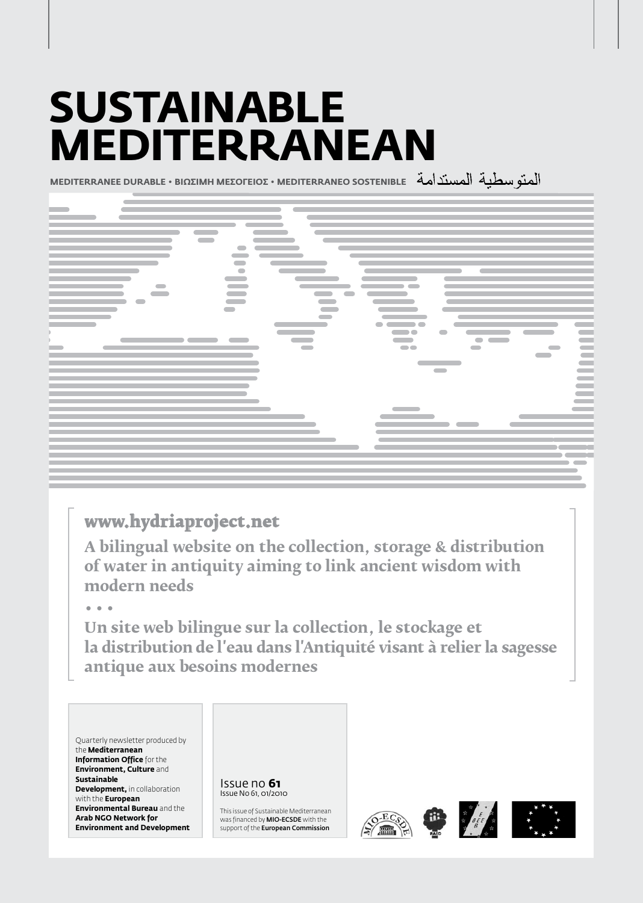# SUSTAINABLE MEDITERRANEAN

MEDITERRANEE DURABLE • ΒΙΩΣΙΜΗ ΜΕΣΟΓΕΙΟΣ • MEDITERRANEO SOSTENIBLE المتوسطية المستدامة

## www.hydriaproject.net

**A bilingual website on the collection, storage & distribution of water in antiquity aiming to link ancient wisdom with modern needs**

• • •

**Un site web bilingue sur la collection, le stockage et la distribution de l'eau dans l'Antiquité visant à relier la sagesse antique aux besoins modernes**

Quarterly newsletter produced by the **Mediterranean Information Office** for the **Environment, Culture** and **Sustainable Development,** in collaboration with the **European Environmental Bureau** and the **Arab NGO Network for Environment and Development**

Issue no **61**
Issue No 61, 01/2010

This issue of Sustainable Mediterranean was financed by **MIO-ECSDE** with the support of the **European Commission**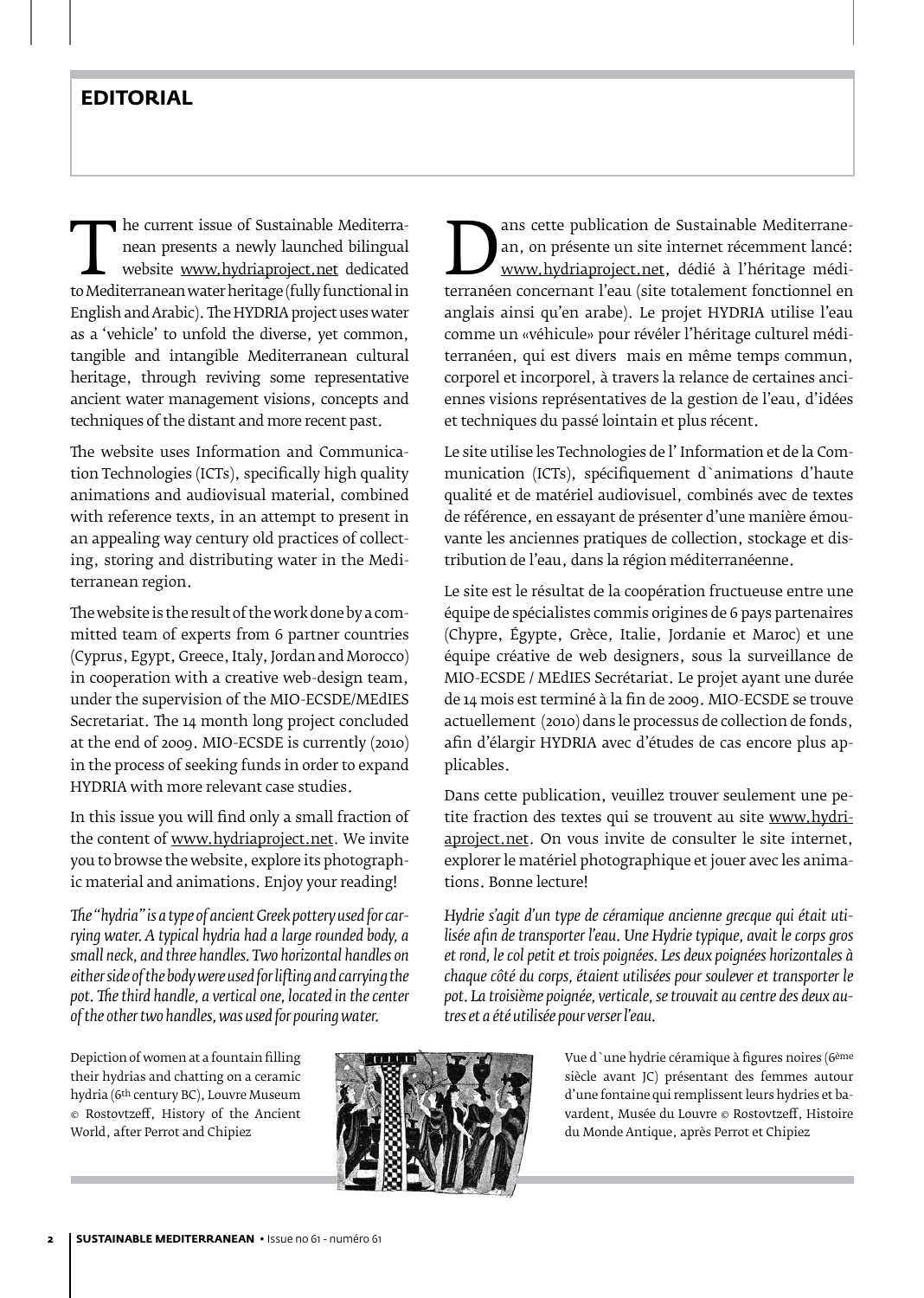## EDITORIAL

The current issue of Sustainable Mediterranean presents a newly launched bilingual website www.hydriaproject.net dedicated to Mediterranean water heritage (fully functional in English and Arabic). The HYDRIA project uses water as a 'vehicle' to unfold the diverse, yet common, tangible and intangible Mediterranean cultural heritage, through reviving some representative ancient water management visions, concepts and techniques of the distant and more recent past.

The website uses Information and Communication Technologies (ICTs), specifically high quality animations and audiovisual material, combined with reference texts, in an attempt to present in an appealing way century old practices of collecting, storing and distributing water in the Mediterranean region.

The website is the result of the work done by a committed team of experts from 6 partner countries (Cyprus, Egypt, Greece, Italy, Jordan and Morocco) in cooperation with a creative web-design team, under the supervision of the MIO-ECSDE/MEdIES Secretariat. The 14 month long project concluded at the end of 2009. MIO-ECSDE is currently (2010) in the process of seeking funds in order to expand HYDRIA with more relevant case studies.

In this issue you will find only a small fraction of the content of www.hydriaproject.net. We invite you to browse the website, explore its photographic material and animations. Enjoy your reading!

*The "hydria" is a type of ancient Greek pottery used for carrying water. A typical hydria had a large rounded body, a small neck, and three handles. Two horizontal handles on either side of the body were used for lifting and carrying the pot. The third handle, a vertical one, located in the center of the other two handles, was used for pouring water.*

Dans cette publication de Sustainable Mediterranean, on présente un site internet récemment lancé: www.hydriaproject.net, dédié à l'héritage méditerranéen concernant l'eau (site totalement fonctionnel en anglais ainsi qu'en arabe). Le projet HYDRIA utilise l'eau comme un «véhicule» pour révéler l'héritage culturel méditerranéen, qui est divers mais en même temps commun, corporel et incorporel, à travers la relance de certaines anciennes visions représentatives de la gestion de l'eau, d'idées et techniques du passé lointain et plus récent.

Le site utilise les Technologies de l' Information et de la Communication (ICTs), spécifiquement d`animations d'haute qualité et de matériel audiovisuel, combinés avec de textes de référence, en essayant de présenter d'une manière émouvante les anciennes pratiques de collection, stockage et distribution de l'eau, dans la région méditerranéenne.

Le site est le résultat de la coopération fructueuse entre une équipe de spécialistes commis origines de 6 pays partenaires (Chypre, Égypte, Grèce, Italie, Jordanie et Maroc) et une équipe créative de web designers, sous la surveillance de MIO-ECSDE / MEdIES Secrétariat. Le projet ayant une durée de 14 mois est terminé à la fin de 2009. MIO-ECSDE se trouve actuellement (2010) dans le processus de collection de fonds, afin d'élargir HYDRIA avec d'études de cas encore plus applicables.

Dans cette publication, veuillez trouver seulement une petite fraction des textes qui se trouvent au site www.hydriaproject.net. On vous invite de consulter le site internet, explorer le matériel photographique et jouer avec les animations. Bonne lecture!

*Hydrie s'agit d'un type de céramique ancienne grecque qui était utilisée afin de transporter l'eau. Une Hydrie typique, avait le corps gros et rond, le col petit et trois poignées. Les deux poignées horizontales à chaque côté du corps, étaient utilisées pour soulever et transporter le pot. La troisième poignée, verticale, se trouvait au centre des deux autres et a été utilisée pour verser l'eau.*

Depiction of women at a fountain filling their hydrias and chatting on a ceramic hydria (6th century BC), Louvre Museum © Rostovtzeff, History of the Ancient World, after Perrot and Chipiez

Vue d`une hydrie céramique à figures noires (6ème siècle avant JC) présentant des femmes autour d'une fontaine qui remplissent leurs hydries et bavardent, Musée du Louvre © Rostovtzeff, Histoire du Monde Antique, après Perrot et Chipiez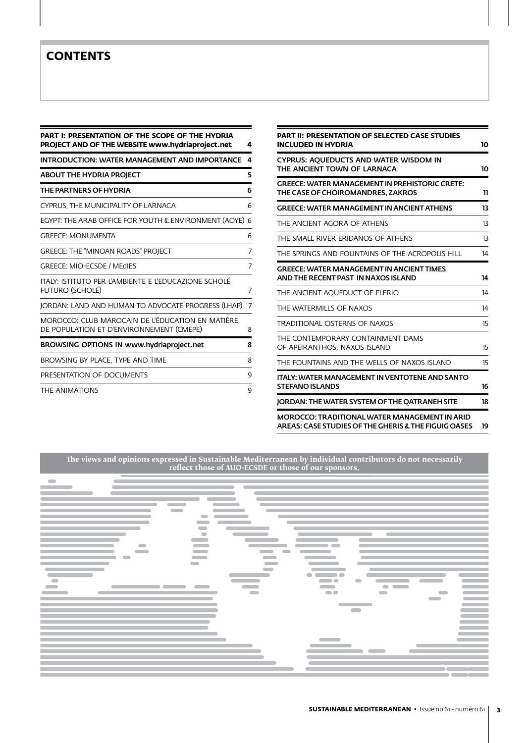# CONTENTS

| PART I: PRESENTATION OF THE SCOPE OF THE HYDRIA PROJECT AND OF THE WEBSITE www.hydriaproject.net | 4 |
|---|---|
| **INTRODUCTION: WATER MANAGEMENT AND IMPORTANCE** | **4** |
| **ABOUT THE HYDRIA PROJECT** | **5** |
| **THE PARTNERS OF HYDRIA** | **6** |
| CYPRUS, THE MUNICIPALITY OF LARNACA | 6 |
| EGYPT: THE ARAB OFFICE FOR YOUTH & ENVIRONMENT (AOYE) | 6 |
| GREECE: MONUMENTA | 6 |
| GREECE: THE "MINOAN ROADS" PROJECT | 7 |
| GREECE: MIO-ECSDE / MEdIES | 7 |
| ITALY: ISTITUTO PER L'AMBIENTE E L'EDUCAZIONE SCHOLÉ FUTURO (SCHOLÉ) | 7 |
| JORDAN: LAND AND HUMAN TO ADVOCATE PROGRESS (LHAP) | 7 |
| MOROCCO: CLUB MAROCAIN DE L'ÉDUCATION EN MATIÈRE DE POPULATION ET D'ENVIRONNEMENT (CMEPE) | 8 |
| **BROWSING OPTIONS IN www.hydriaproject.net** | **8** |
| BROWSING BY PLACE, TYPE AND TIME | 8 |
| PRESENTATION OF DOCUMENTS | 9 |
| THE ANIMATIONS | 9 |

| PART II: PRESENTATION OF SELECTED CASE STUDIES INCLUDED IN HYDRIA | 10 |
|---|---|
| **CYPRUS: AQUEDUCTS AND WATER WISDOM IN THE ANCIENT TOWN OF LARNACA** | **10** |
| **GREECE: WATER MANAGEMENT IN PREHISTORIC CRETE: THE CASE OF CHOIROMANDRES, ZAKROS** | **11** |
| **GREECE: WATER MANAGEMENT IN ANCIENT ATHENS** | **13** |
| THE ANCIENT AGORA OF ATHENS | 13 |
| THE SMALL RIVER ERIDANOS OF ATHENS | 13 |
| THE SPRINGS AND FOUNTAINS OF THE ACROPOLIS HILL | 14 |
| **GREECE: WATER MANAGEMENT IN ANCIENT TIMES AND THE RECENT PAST IN NAXOS ISLAND** | **14** |
| THE ANCIENT AQUEDUCT OF FLERIO | 14 |
| THE WATERMILLS OF NAXOS | 14 |
| TRADITIONAL CISTERNS OF NAXOS | 15 |
| THE CONTEMPORARY CONTAINMENT DAMS OF APEIRANTHOS, NAXOS ISLAND | 15 |
| THE FOUNTAINS AND THE WELLS OF NAXOS ISLAND | 15 |
| **ITALY: WATER MANAGEMENT IN VENTOTENE AND SANTO STEFANO ISLANDS** | **16** |
| **JORDAN: THE WATER SYSTEM OF THE QATRANEH SITE** | **18** |
| **MOROCCO: TRADITIONAL WATER MANAGEMENT IN ARID AREAS: CASE STUDIES OF THE GHERIS & THE FIGUIG OASES** | **19** |

**The views and opinions expressed in Sustainable Mediterranean by individual contributors do not necessarily reflect those of MIO-ECSDE or those of our sponsors.**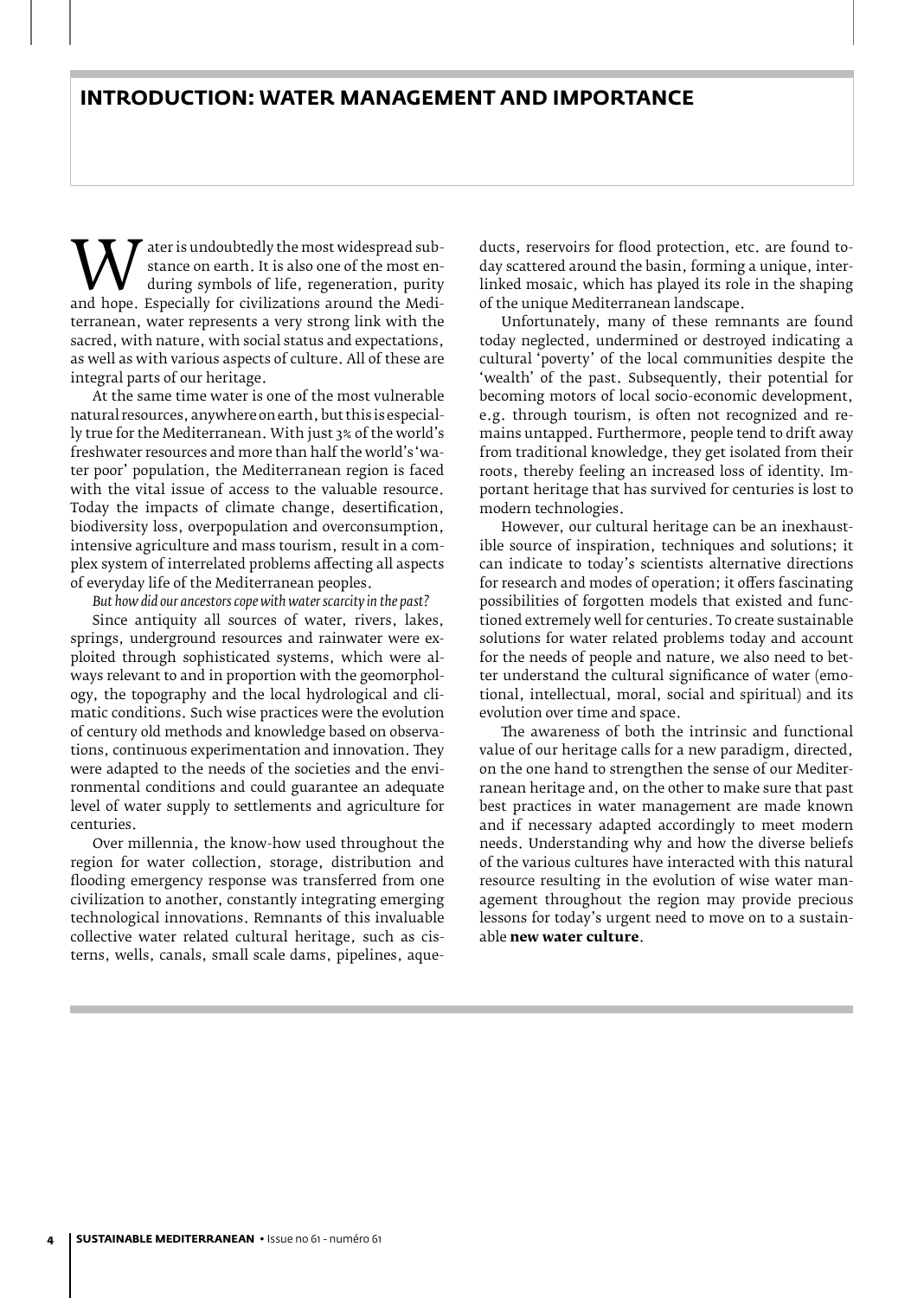# INTRODUCTION: WATER MANAGEMENT AND IMPORTANCE

Water is undoubtedly the most widespread substance on earth. It is also one of the most enduring symbols of life, regeneration, purity and hope. Especially for civilizations around the Mediterranean, water represents a very strong link with the sacred, with nature, with social status and expectations, as well as with various aspects of culture. All of these are integral parts of our heritage.

At the same time water is one of the most vulnerable natural resources, anywhere on earth, but this is especially true for the Mediterranean. With just 3% of the world's freshwater resources and more than half the world's 'water poor' population, the Mediterranean region is faced with the vital issue of access to the valuable resource. Today the impacts of climate change, desertification, biodiversity loss, overpopulation and overconsumption, intensive agriculture and mass tourism, result in a complex system of interrelated problems affecting all aspects of everyday life of the Mediterranean peoples.

*But how did our ancestors cope with water scarcity in the past?*

Since antiquity all sources of water, rivers, lakes, springs, underground resources and rainwater were exploited through sophisticated systems, which were always relevant to and in proportion with the geomorphology, the topography and the local hydrological and climatic conditions. Such wise practices were the evolution of century old methods and knowledge based on observations, continuous experimentation and innovation. They were adapted to the needs of the societies and the environmental conditions and could guarantee an adequate level of water supply to settlements and agriculture for centuries.

Over millennia, the know-how used throughout the region for water collection, storage, distribution and flooding emergency response was transferred from one civilization to another, constantly integrating emerging technological innovations. Remnants of this invaluable collective water related cultural heritage, such as cisterns, wells, canals, small scale dams, pipelines, aqueducts, reservoirs for flood protection, etc. are found today scattered around the basin, forming a unique, interlinked mosaic, which has played its role in the shaping of the unique Mediterranean landscape.

Unfortunately, many of these remnants are found today neglected, undermined or destroyed indicating a cultural 'poverty' of the local communities despite the 'wealth' of the past. Subsequently, their potential for becoming motors of local socio-economic development, e.g. through tourism, is often not recognized and remains untapped. Furthermore, people tend to drift away from traditional knowledge, they get isolated from their roots, thereby feeling an increased loss of identity. Important heritage that has survived for centuries is lost to modern technologies.

However, our cultural heritage can be an inexhaustible source of inspiration, techniques and solutions; it can indicate to today's scientists alternative directions for research and modes of operation; it offers fascinating possibilities of forgotten models that existed and functioned extremely well for centuries. To create sustainable solutions for water related problems today and account for the needs of people and nature, we also need to better understand the cultural significance of water (emotional, intellectual, moral, social and spiritual) and its evolution over time and space.

The awareness of both the intrinsic and functional value of our heritage calls for a new paradigm, directed, on the one hand to strengthen the sense of our Mediterranean heritage and, on the other to make sure that past best practices in water management are made known and if necessary adapted accordingly to meet modern needs. Understanding why and how the diverse beliefs of the various cultures have interacted with this natural resource resulting in the evolution of wise water management throughout the region may provide precious lessons for today's urgent need to move on to a sustainable **new water culture**.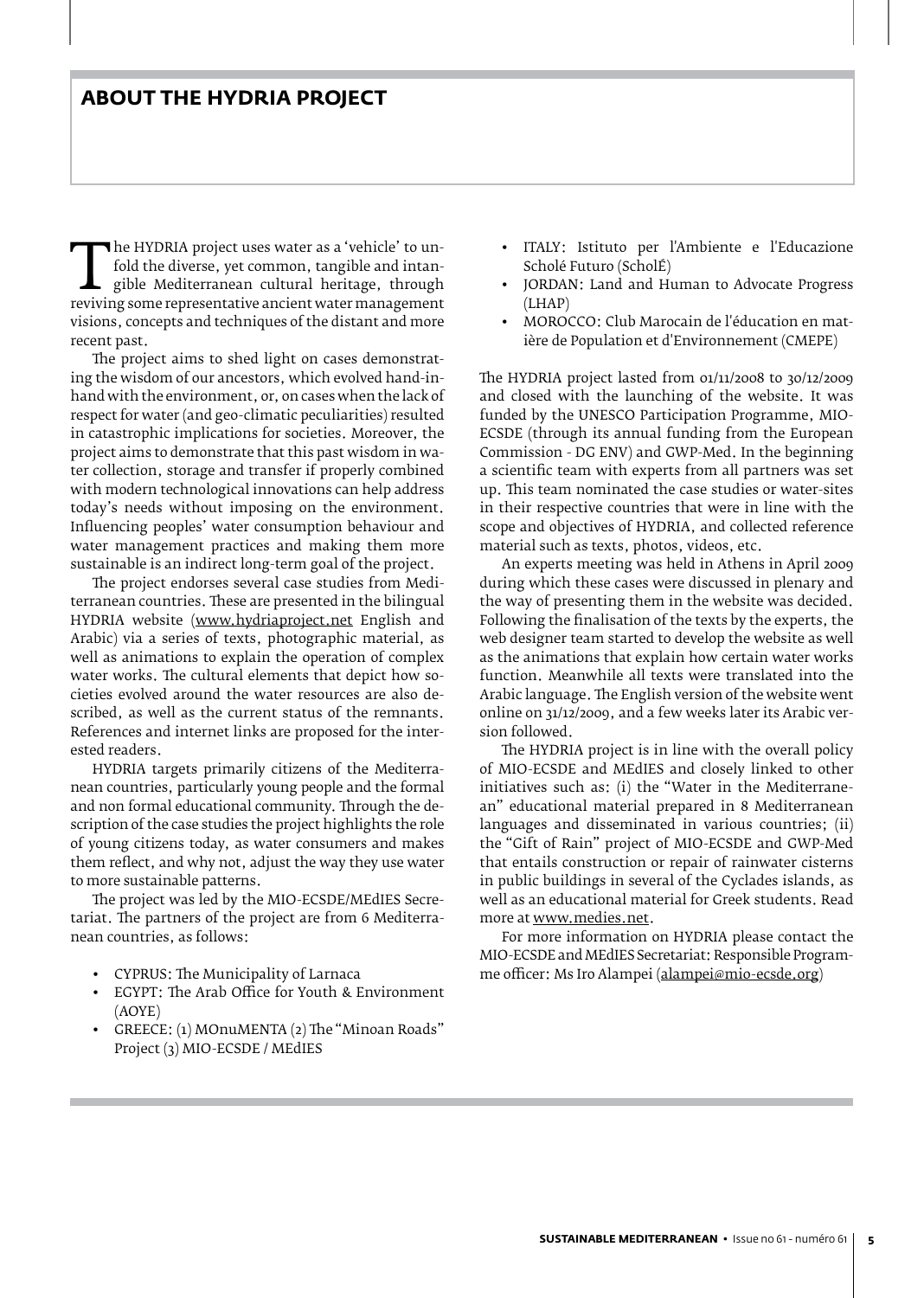## ABOUT THE HYDRIA PROJECT

The HYDRIA project uses water as a 'vehicle' to unfold the diverse, yet common, tangible and intangible Mediterranean cultural heritage, through reviving some representative ancient water management visions, concepts and techniques of the distant and more recent past.

The project aims to shed light on cases demonstrating the wisdom of our ancestors, which evolved hand-in-hand with the environment, or, on cases when the lack of respect for water (and geo-climatic peculiarities) resulted in catastrophic implications for societies. Moreover, the project aims to demonstrate that this past wisdom in water collection, storage and transfer if properly combined with modern technological innovations can help address today's needs without imposing on the environment. Influencing peoples' water consumption behaviour and water management practices and making them more sustainable is an indirect long-term goal of the project.

The project endorses several case studies from Mediterranean countries. These are presented in the bilingual HYDRIA website (www.hydriaproject.net English and Arabic) via a series of texts, photographic material, as well as animations to explain the operation of complex water works. The cultural elements that depict how societies evolved around the water resources are also described, as well as the current status of the remnants. References and internet links are proposed for the interested readers.

HYDRIA targets primarily citizens of the Mediterranean countries, particularly young people and the formal and non formal educational community. Through the description of the case studies the project highlights the role of young citizens today, as water consumers and makes them reflect, and why not, adjust the way they use water to more sustainable patterns.

The project was led by the MIO-ECSDE/MEdIES Secretariat. The partners of the project are from 6 Mediterranean countries, as follows:

- CYPRUS: The Municipality of Larnaca
- EGYPT: The Arab Office for Youth & Environment (AOYE)
- GREECE: (1) MOnuMENTA (2) The "Minoan Roads" Project (3) MIO-ECSDE / MEdIES
- ITALY: Istituto per l'Ambiente e l'Educazione Scholé Futuro (ScholÉ)
- JORDAN: Land and Human to Advocate Progress (LHAP)
- MOROCCO: Club Marocain de l'éducation en matière de Population et d'Environnement (CMEPE)

The HYDRIA project lasted from 01/11/2008 to 30/12/2009 and closed with the launching of the website. It was funded by the UNESCO Participation Programme, MIO-ECSDE (through its annual funding from the European Commission - DG ENV) and GWP-Med. In the beginning a scientific team with experts from all partners was set up. This team nominated the case studies or water-sites in their respective countries that were in line with the scope and objectives of HYDRIA, and collected reference material such as texts, photos, videos, etc.

An experts meeting was held in Athens in April 2009 during which these cases were discussed in plenary and the way of presenting them in the website was decided. Following the finalisation of the texts by the experts, the web designer team started to develop the website as well as the animations that explain how certain water works function. Meanwhile all texts were translated into the Arabic language. The English version of the website went online on 31/12/2009, and a few weeks later its Arabic version followed.

The HYDRIA project is in line with the overall policy of MIO-ECSDE and MEdIES and closely linked to other initiatives such as: (i) the "Water in the Mediterranean" educational material prepared in 8 Mediterranean languages and disseminated in various countries; (ii) the "Gift of Rain" project of MIO-ECSDE and GWP-Med that entails construction or repair of rainwater cisterns in public buildings in several of the Cyclades islands, as well as an educational material for Greek students. Read more at www.medies.net.

For more information on HYDRIA please contact the MIO-ECSDE and MEdIES Secretariat: Responsible Programme officer: Ms Iro Alampei (alampei@mio-ecsde.org)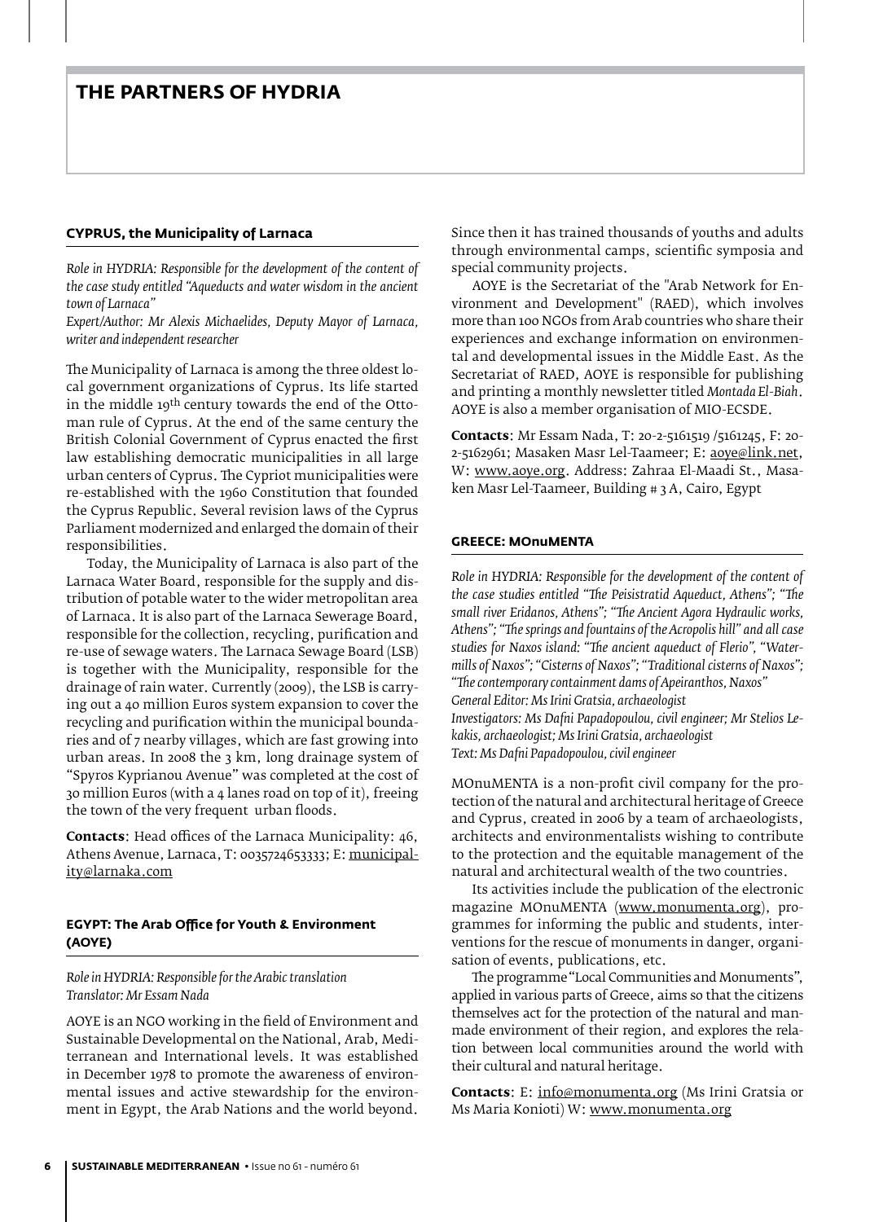# THE PARTNERS OF HYDRIA

### CYPRUS, the Municipality of Larnaca

*Role in HYDRIA: Responsible for the development of the content of the case study entitled "Aqueducts and water wisdom in the ancient town of Larnaca"*
*Expert/Author: Mr Alexis Michaelides, Deputy Mayor of Larnaca, writer and independent researcher*

The Municipality of Larnaca is among the three oldest local government organizations of Cyprus. Its life started in the middle 19th century towards the end of the Ottoman rule of Cyprus. At the end of the same century the British Colonial Government of Cyprus enacted the first law establishing democratic municipalities in all large urban centers of Cyprus. The Cypriot municipalities were re-established with the 1960 Constitution that founded the Cyprus Republic. Several revision laws of the Cyprus Parliament modernized and enlarged the domain of their responsibilities.

Today, the Municipality of Larnaca is also part of the Larnaca Water Board, responsible for the supply and distribution of potable water to the wider metropolitan area of Larnaca. It is also part of the Larnaca Sewerage Board, responsible for the collection, recycling, purification and re-use of sewage waters. The Larnaca Sewage Board (LSB) is together with the Municipality, responsible for the drainage of rain water. Currently (2009), the LSB is carrying out a 40 million Euros system expansion to cover the recycling and purification within the municipal boundaries and of 7 nearby villages, which are fast growing into urban areas. In 2008 the 3 km, long drainage system of "Spyros Kyprianou Avenue" was completed at the cost of 30 million Euros (with a 4 lanes road on top of it), freeing the town of the very frequent urban floods.

**Contacts**: Head offices of the Larnaca Municipality: 46, Athens Avenue, Larnaca, T: 0035724653333; E: municipality@larnaka.com

### EGYPT: The Arab Office for Youth & Environment (AOYE)

*Role in HYDRIA: Responsible for the Arabic translation*
*Translator: Mr Essam Nada*

AOYE is an NGO working in the field of Environment and Sustainable Developmental on the National, Arab, Mediterranean and International levels. It was established in December 1978 to promote the awareness of environmental issues and active stewardship for the environment in Egypt, the Arab Nations and the world beyond. Since then it has trained thousands of youths and adults through environmental camps, scientific symposia and special community projects.

AOYE is the Secretariat of the "Arab Network for Environment and Development" (RAED), which involves more than 100 NGOs from Arab countries who share their experiences and exchange information on environmental and developmental issues in the Middle East. As the Secretariat of RAED, AOYE is responsible for publishing and printing a monthly newsletter titled *Montada El-Biah*. AOYE is also a member organisation of MIO-ECSDE.

**Contacts**: Mr Essam Nada, T: 20-2-5161519 /5161245, F: 20-2-5162961; Masaken Masr Lel-Taameer; E: aoye@link.net, W: www.aoye.org. Address: Zahraa El-Maadi St., Masaken Masr Lel-Taameer, Building # 3 A, Cairo, Egypt

### GREECE: MOnuMENTA

*Role in HYDRIA: Responsible for the development of the content of the case studies entitled "The Peisistratid Aqueduct, Athens"; "The small river Eridanos, Athens"; "The Ancient Agora Hydraulic works, Athens"; "The springs and fountains of the Acropolis hill" and all case studies for Naxos island: "The ancient aqueduct of Flerio", "Watermills of Naxos"; "Cisterns of Naxos"; "Traditional cisterns of Naxos"; "The contemporary containment dams of Apeiranthos, Naxos"*
*General Editor: Ms Irini Gratsia, archaeologist*
*Investigators: Ms Dafni Papadopoulou, civil engineer; Mr Stelios Lekakis, archaeologist; Ms Irini Gratsia, archaeologist*
*Text: Ms Dafni Papadopoulou, civil engineer*

MOnuMENTA is a non-profit civil company for the protection of the natural and architectural heritage of Greece and Cyprus, created in 2006 by a team of archaeologists, architects and environmentalists wishing to contribute to the protection and the equitable management of the natural and architectural wealth of the two countries.

Its activities include the publication of the electronic magazine MOnuMENTA (www.monumenta.org), programmes for informing the public and students, interventions for the rescue of monuments in danger, organisation of events, publications, etc.

The programme "Local Communities and Monuments", applied in various parts of Greece, aims so that the citizens themselves act for the protection of the natural and manmade environment of their region, and explores the relation between local communities around the world with their cultural and natural heritage.

**Contacts**: E: info@monumenta.org (Ms Irini Gratsia or Ms Maria Konioti) W: www.monumenta.org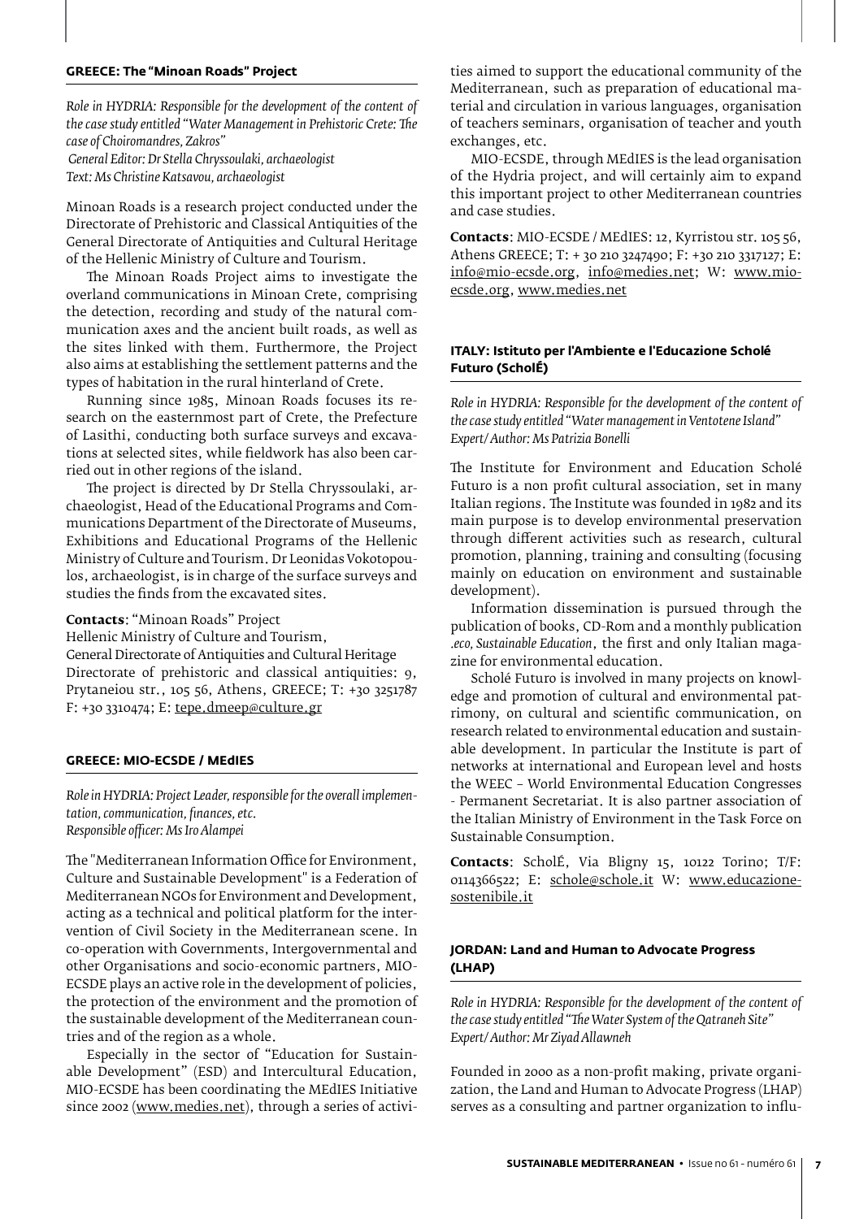### GREECE: The "Minoan Roads" Project

*Role in HYDRIA: Responsible for the development of the content of the case study entitled "Water Management in Prehistoric Crete: The case of Choiromandres, Zakros"*
*General Editor: Dr Stella Chryssoulaki, archaeologist*
*Text: Ms Christine Katsavou, archaeologist*

Minoan Roads is a research project conducted under the Directorate of Prehistoric and Classical Antiquities of the General Directorate of Antiquities and Cultural Heritage of the Hellenic Ministry of Culture and Tourism.

The Minoan Roads Project aims to investigate the overland communications in Minoan Crete, comprising the detection, recording and study of the natural communication axes and the ancient built roads, as well as the sites linked with them. Furthermore, the Project also aims at establishing the settlement patterns and the types of habitation in the rural hinterland of Crete.

Running since 1985, Minoan Roads focuses its research on the easternmost part of Crete, the Prefecture of Lasithi, conducting both surface surveys and excavations at selected sites, while fieldwork has also been carried out in other regions of the island.

The project is directed by Dr Stella Chryssoulaki, archaeologist, Head of the Educational Programs and Communications Department of the Directorate of Museums, Exhibitions and Educational Programs of the Hellenic Ministry of Culture and Tourism. Dr Leonidas Vokotopoulos, archaeologist, is in charge of the surface surveys and studies the finds from the excavated sites.

**Contacts**: "Minoan Roads" Project
Hellenic Ministry of Culture and Tourism,
General Directorate of Antiquities and Cultural Heritage
Directorate of prehistoric and classical antiquities: 9, Prytaneiou str., 105 56, Athens, GREECE; T: +30 3251787 F: +30 3310474; E: tepe.dmeep@culture.gr

### GREECE: MIO-ECSDE / MEdIES

*Role in HYDRIA: Project Leader, responsible for the overall implementation, communication, finances, etc.*
*Responsible officer: Ms Iro Alampei*

The "Mediterranean Information Office for Environment, Culture and Sustainable Development" is a Federation of Mediterranean NGOs for Environment and Development, acting as a technical and political platform for the intervention of Civil Society in the Mediterranean scene. In co-operation with Governments, Intergovernmental and other Organisations and socio-economic partners, MIO-ECSDE plays an active role in the development of policies, the protection of the environment and the promotion of the sustainable development of the Mediterranean countries and of the region as a whole.

Especially in the sector of "Education for Sustainable Development" (ESD) and Intercultural Education, MIO-ECSDE has been coordinating the MEdIES Initiative since 2002 (www.medies.net), through a series of activities aimed to support the educational community of the Mediterranean, such as preparation of educational material and circulation in various languages, organisation of teachers seminars, organisation of teacher and youth exchanges, etc.

MIO-ECSDE, through MEdIES is the lead organisation of the Hydria project, and will certainly aim to expand this important project to other Mediterranean countries and case studies.

**Contacts**: MIO-ECSDE / MEdIES: 12, Kyrristou str. 105 56, Athens GREECE; T: + 30 210 3247490; F: +30 210 3317127; E: info@mio-ecsde.org, info@medies.net; W: www.mio-ecsde.org, www.medies.net

### ITALY: Istituto per l'Ambiente e l'Educazione Scholé Futuro (ScholÉ)

*Role in HYDRIA: Responsible for the development of the content of the case study entitled "Water management in Ventotene Island"*
*Expert/Author: Ms Patrizia Bonelli*

The Institute for Environment and Education Scholé Futuro is a non profit cultural association, set in many Italian regions. The Institute was founded in 1982 and its main purpose is to develop environmental preservation through different activities such as research, cultural promotion, planning, training and consulting (focusing mainly on education on environment and sustainable development).

Information dissemination is pursued through the publication of books, CD-Rom and a monthly publication *.eco, Sustainable Education*, the first and only Italian magazine for environmental education.

Scholé Futuro is involved in many projects on knowledge and promotion of cultural and environmental patrimony, on cultural and scientific communication, on research related to environmental education and sustainable development. In particular the Institute is part of networks at international and European level and hosts the WEEC – World Environmental Education Congresses - Permanent Secretariat. It is also partner association of the Italian Ministry of Environment in the Task Force on Sustainable Consumption.

**Contacts**: ScholÉ, Via Bligny 15, 10122 Torino; T/F: 0114366522; E: schole@schole.it W: www.educazione-sostenibile.it

### JORDAN: Land and Human to Advocate Progress (LHAP)

*Role in HYDRIA: Responsible for the development of the content of the case study entitled "The Water System of the Qatraneh Site"*
*Expert/Author: Mr Ziyad Allawneh*

Founded in 2000 as a non-profit making, private organization, the Land and Human to Advocate Progress (LHAP) serves as a consulting and partner organization to influ-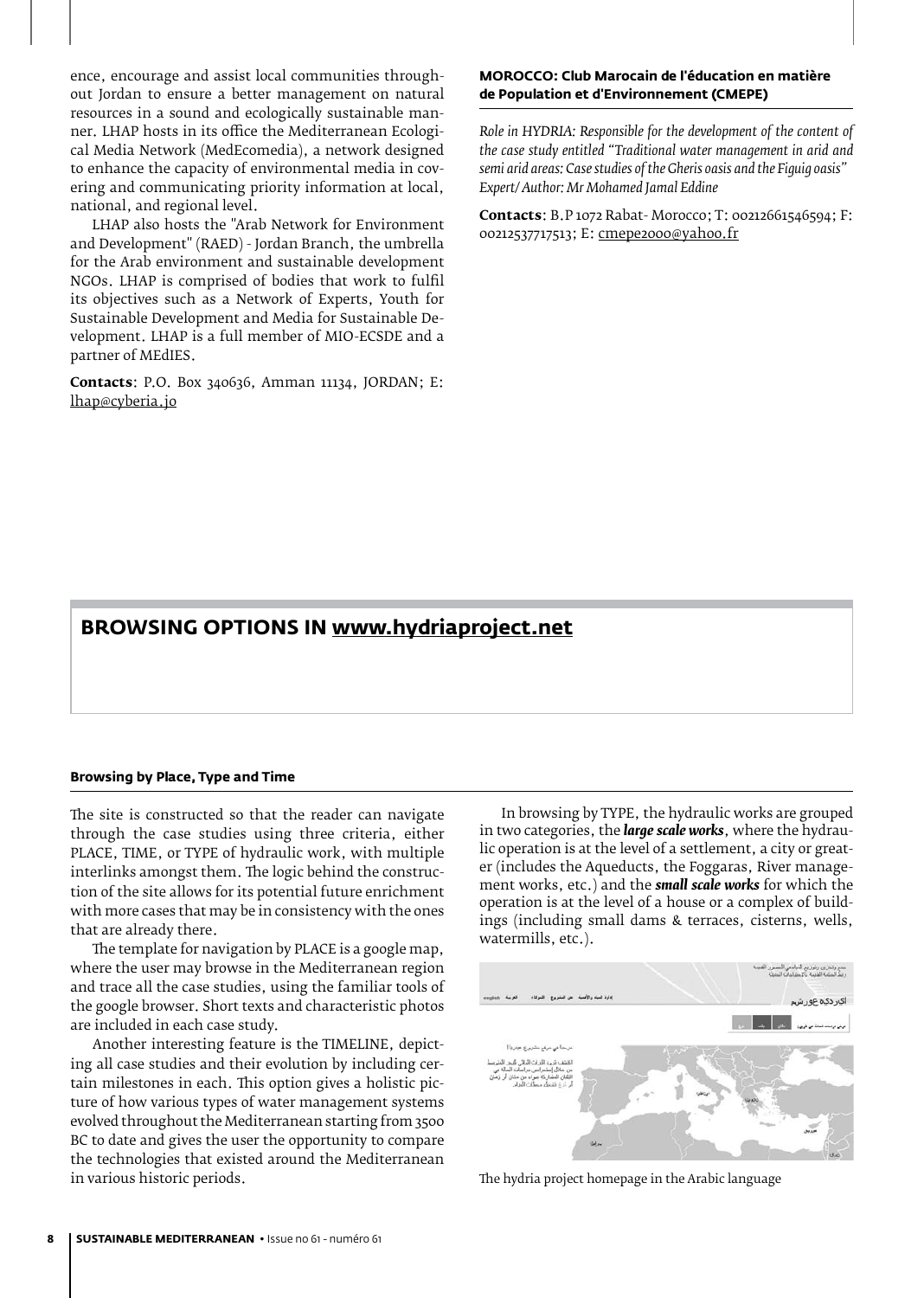ence, encourage and assist local communities throughout Jordan to ensure a better management on natural resources in a sound and ecologically sustainable manner. LHAP hosts in its office the Mediterranean Ecological Media Network (MedEcomedia), a network designed to enhance the capacity of environmental media in covering and communicating priority information at local, national, and regional level.

LHAP also hosts the "Arab Network for Environment and Development" (RAED) - Jordan Branch, the umbrella for the Arab environment and sustainable development NGOs. LHAP is comprised of bodies that work to fulfil its objectives such as a Network of Experts, Youth for Sustainable Development and Media for Sustainable Development. LHAP is a full member of MIO-ECSDE and a partner of MEdIES.

**Contacts**: P.O. Box 340636, Amman 11134, JORDAN; E: lhap@cyberia.jo

**MOROCCO: Club Marocain de l'éducation en matière de Population et d'Environnement (CMEPE)**

*Role in HYDRIA: Responsible for the development of the content of the case study entitled "Traditional water management in arid and semi arid areas: Case studies of the Gheris oasis and the Figuig oasis" Expert/Author: Mr Mohamed Jamal Eddine*

**Contacts**: B.P 1072 Rabat- Morocco; T: 00212661546594; F: 00212537717513; E: cmepe2000@yahoo.fr

## BROWSING OPTIONS IN www.hydriaproject.net

### Browsing by Place, Type and Time

The site is constructed so that the reader can navigate through the case studies using three criteria, either PLACE, TIME, or TYPE of hydraulic work, with multiple interlinks amongst them. The logic behind the construction of the site allows for its potential future enrichment with more cases that may be in consistency with the ones that are already there.

The template for navigation by PLACE is a google map, where the user may browse in the Mediterranean region and trace all the case studies, using the familiar tools of the google browser. Short texts and characteristic photos are included in each case study.

Another interesting feature is the TIMELINE, depicting all case studies and their evolution by including certain milestones in each. This option gives a holistic picture of how various types of water management systems evolved throughout the Mediterranean starting from 3500 BC to date and gives the user the opportunity to compare the technologies that existed around the Mediterranean in various historic periods.

In browsing by TYPE, the hydraulic works are grouped in two categories, the ***large scale works***, where the hydraulic operation is at the level of a settlement, a city or greater (includes the Aqueducts, the Foggaras, River management works, etc.) and the ***small scale works*** for which the operation is at the level of a house or a complex of buildings (including small dams & terraces, cisterns, wells, watermills, etc.).

The hydria project homepage in the Arabic language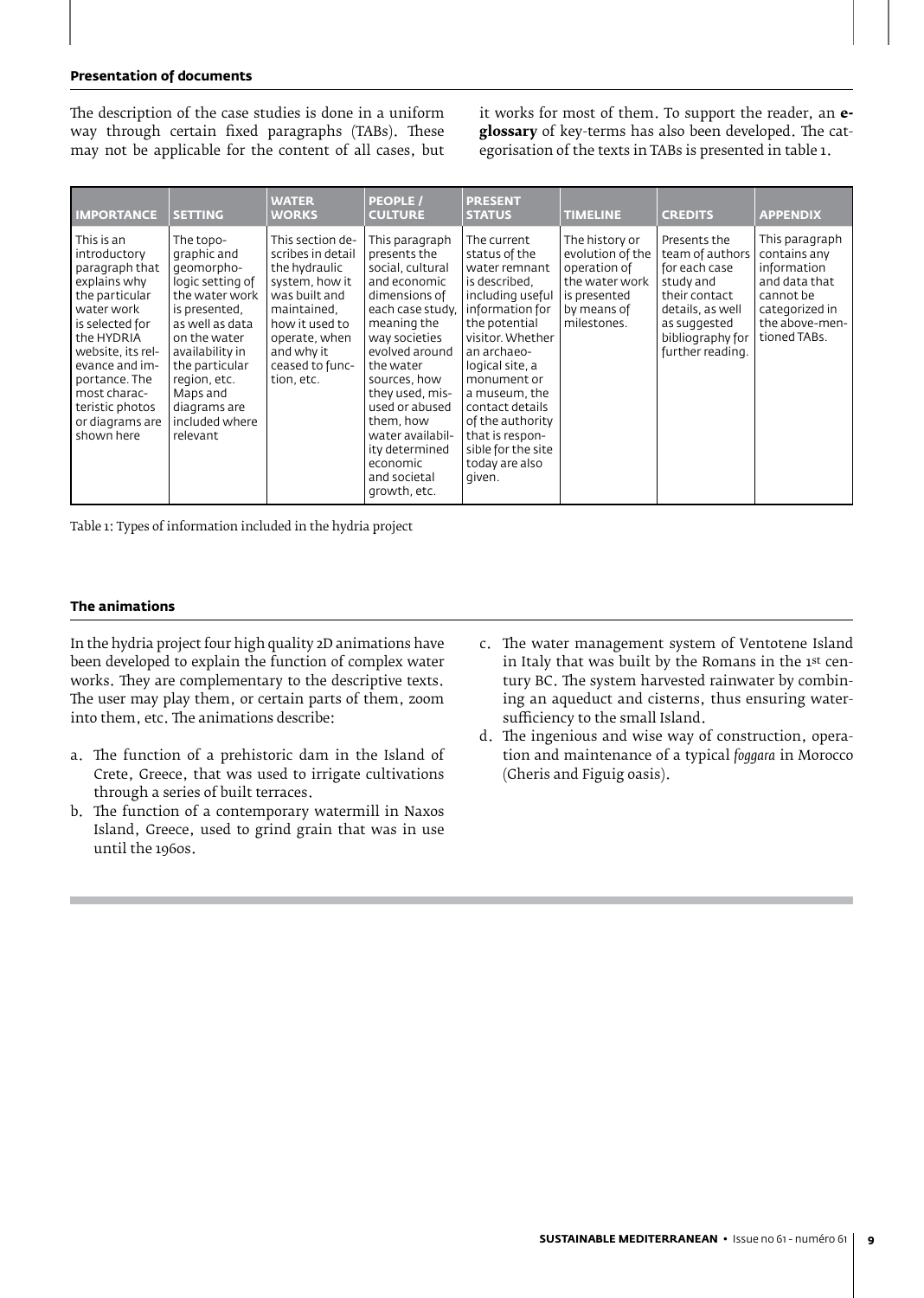### Presentation of documents

The description of the case studies is done in a uniform way through certain fixed paragraphs (TABs). These may not be applicable for the content of all cases, but it works for most of them. To support the reader, an **e-glossary** of key-terms has also been developed. The categorisation of the texts in TABs is presented in table 1.

| IMPORTANCE | SETTING | WATER WORKS | PEOPLE / CULTURE | PRESENT STATUS | TIMELINE | CREDITS | APPENDIX |
|---|---|---|---|---|---|---|---|
| This is an introductory paragraph that explains why the particular water work is selected for the HYDRIA website, its relevance and importance. The most characteristic photos or diagrams are shown here | The topographic and geomorphologic setting of the water work is presented, as well as data on the water availability in the particular region, etc. Maps and diagrams are included where relevant | This section describes in detail the hydraulic system, how it was built and maintained, how it used to operate, when and why it ceased to function, etc. | This paragraph presents the social, cultural and economic dimensions of each case study, meaning the way societies evolved around the water sources, how they used, misused or abused them, how water availability determined economic and societal growth, etc. | The current status of the water remnant is described, including useful information for the potential visitor. Whether an archaeological site, a monument or a museum, the contact details of the authority that is responsible for the site today are also given. | The history or evolution of the operation of the water work is presented by means of milestones. | Presents the team of authors for each case study and their contact details, as well as suggested bibliography for further reading. | This paragraph contains any information and data that cannot be categorized in the above-mentioned TABs. |

Table 1: Types of information included in the hydria project

### The animations

In the hydria project four high quality 2D animations have been developed to explain the function of complex water works. They are complementary to the descriptive texts. The user may play them, or certain parts of them, zoom into them, etc. The animations describe:

a. The function of a prehistoric dam in the Island of Crete, Greece, that was used to irrigate cultivations through a series of built terraces.
b. The function of a contemporary watermill in Naxos Island, Greece, used to grind grain that was in use until the 1960s.
c. The water management system of Ventotene Island in Italy that was built by the Romans in the 1st century BC. The system harvested rainwater by combining an aqueduct and cisterns, thus ensuring water-sufficiency to the small Island.
d. The ingenious and wise way of construction, operation and maintenance of a typical *foggara* in Morocco (Gheris and Figuig oasis).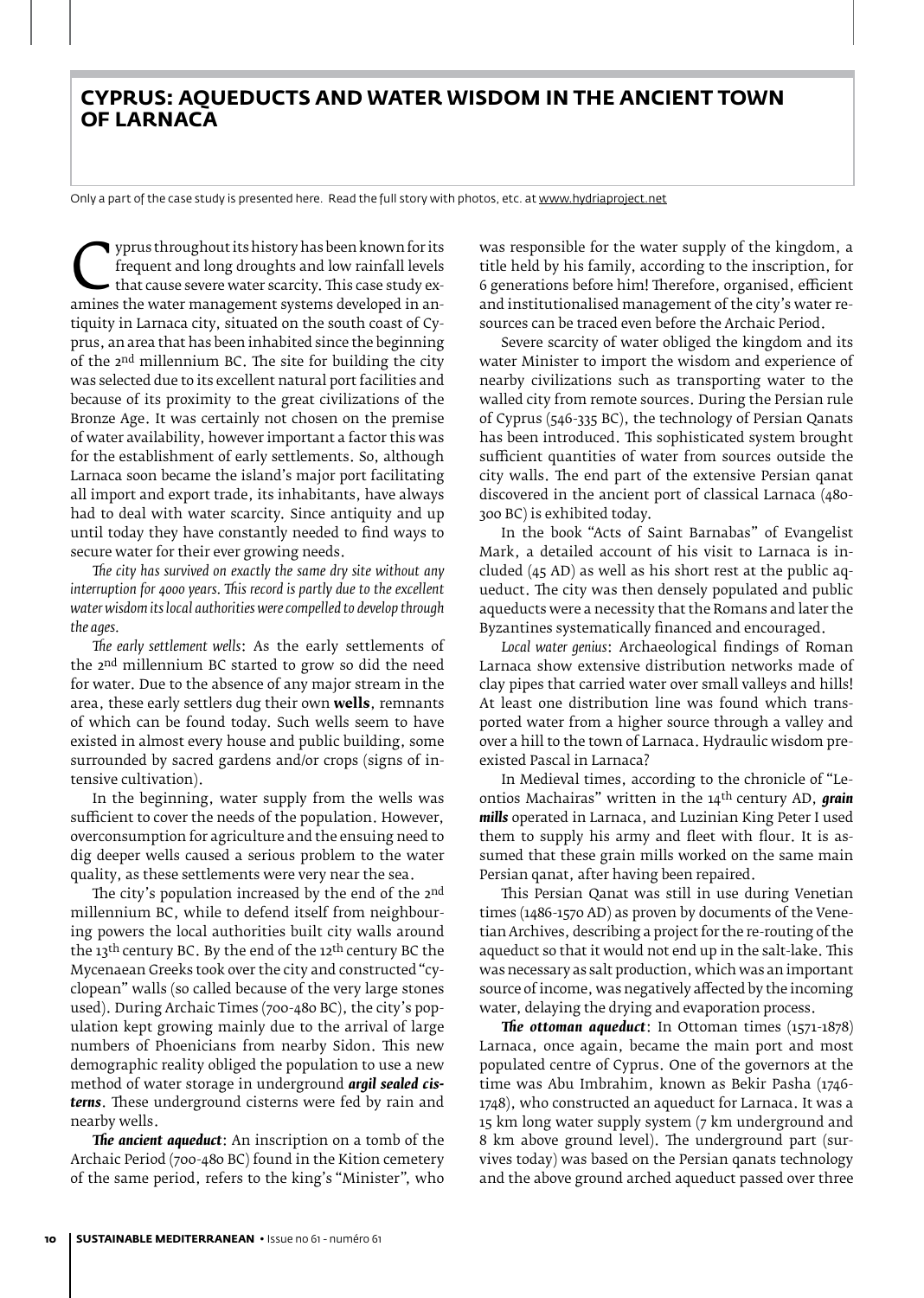# CYPRUS: AQUEDUCTS AND WATER WISDOM IN THE ANCIENT TOWN OF LARNACA

Only a part of the case study is presented here. Read the full story with photos, etc. at www.hydriaproject.net

Cyprus throughout its history has been known for its frequent and long droughts and low rainfall levels that cause severe water scarcity. This case study examines the water management systems developed in antiquity in Larnaca city, situated on the south coast of Cyprus, an area that has been inhabited since the beginning of the 2nd millennium BC. The site for building the city was selected due to its excellent natural port facilities and because of its proximity to the great civilizations of the Bronze Age. It was certainly not chosen on the premise of water availability, however important a factor this was for the establishment of early settlements. So, although Larnaca soon became the island's major port facilitating all import and export trade, its inhabitants, have always had to deal with water scarcity. Since antiquity and up until today they have constantly needed to find ways to secure water for their ever growing needs.

*The city has survived on exactly the same dry site without any interruption for 4000 years. This record is partly due to the excellent water wisdom its local authorities were compelled to develop through the ages.*

*The early settlement wells*: As the early settlements of the 2nd millennium BC started to grow so did the need for water. Due to the absence of any major stream in the area, these early settlers dug their own **wells**, remnants of which can be found today. Such wells seem to have existed in almost every house and public building, some surrounded by sacred gardens and/or crops (signs of intensive cultivation).

In the beginning, water supply from the wells was sufficient to cover the needs of the population. However, overconsumption for agriculture and the ensuing need to dig deeper wells caused a serious problem to the water quality, as these settlements were very near the sea.

The city's population increased by the end of the 2nd millennium BC, while to defend itself from neighbouring powers the local authorities built city walls around the 13th century BC. By the end of the 12th century BC the Mycenaean Greeks took over the city and constructed "cyclopean" walls (so called because of the very large stones used). During Archaic Times (700-480 BC), the city's population kept growing mainly due to the arrival of large numbers of Phoenicians from nearby Sidon. This new demographic reality obliged the population to use a new method of water storage in underground ***argil sealed cisterns***. These underground cisterns were fed by rain and nearby wells.

***The ancient aqueduct***: An inscription on a tomb of the Archaic Period (700-480 BC) found in the Kition cemetery of the same period, refers to the king's "Minister", who was responsible for the water supply of the kingdom, a title held by his family, according to the inscription, for 6 generations before him! Therefore, organised, efficient and institutionalised management of the city's water resources can be traced even before the Archaic Period.

Severe scarcity of water obliged the kingdom and its water Minister to import the wisdom and experience of nearby civilizations such as transporting water to the walled city from remote sources. During the Persian rule of Cyprus (546-335 BC), the technology of Persian Qanats has been introduced. This sophisticated system brought sufficient quantities of water from sources outside the city walls. The end part of the extensive Persian qanat discovered in the ancient port of classical Larnaca (480-300 BC) is exhibited today.

In the book "Acts of Saint Barnabas" of Evangelist Mark, a detailed account of his visit to Larnaca is included (45 AD) as well as his short rest at the public aqueduct. The city was then densely populated and public aqueducts were a necessity that the Romans and later the Byzantines systematically financed and encouraged.

*Local water genius*: Archaeological findings of Roman Larnaca show extensive distribution networks made of clay pipes that carried water over small valleys and hills! At least one distribution line was found which transported water from a higher source through a valley and over a hill to the town of Larnaca. Hydraulic wisdom preexisted Pascal in Larnaca?

In Medieval times, according to the chronicle of "Leontios Machairas" written in the 14th century AD, ***grain mills*** operated in Larnaca, and Luzinian King Peter I used them to supply his army and fleet with flour. It is assumed that these grain mills worked on the same main Persian qanat, after having been repaired.

This Persian Qanat was still in use during Venetian times (1486-1570 AD) as proven by documents of the Venetian Archives, describing a project for the re-routing of the aqueduct so that it would not end up in the salt-lake. This was necessary as salt production, which was an important source of income, was negatively affected by the incoming water, delaying the drying and evaporation process.

***The ottoman aqueduct***: In Ottoman times (1571-1878) Larnaca, once again, became the main port and most populated centre of Cyprus. One of the governors at the time was Abu Imbrahim, known as Bekir Pasha (1746-1748), who constructed an aqueduct for Larnaca. It was a 15 km long water supply system (7 km underground and 8 km above ground level). The underground part (survives today) was based on the Persian qanats technology and the above ground arched aqueduct passed over three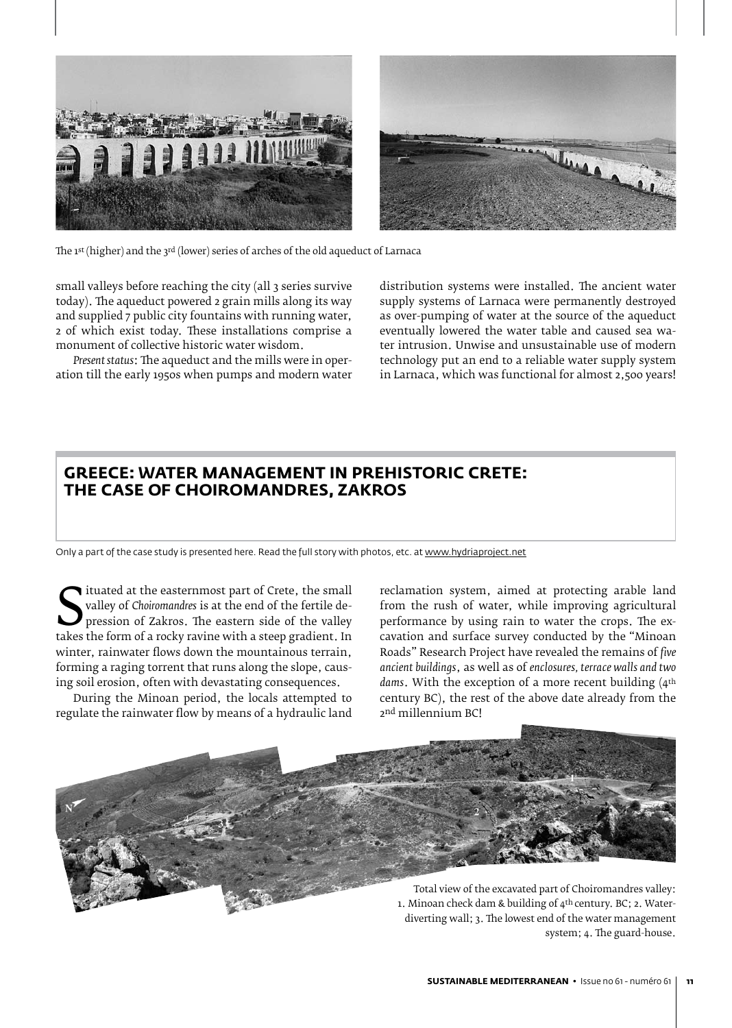The 1st (higher) and the 3rd (lower) series of arches of the old aqueduct of Larnaca

small valleys before reaching the city (all 3 series survive today). The aqueduct powered 2 grain mills along its way and supplied 7 public city fountains with running water, 2 of which exist today. These installations comprise a monument of collective historic water wisdom.

*Present status*: The aqueduct and the mills were in operation till the early 1950s when pumps and modern water distribution systems were installed. The ancient water supply systems of Larnaca were permanently destroyed as over-pumping of water at the source of the aqueduct eventually lowered the water table and caused sea water intrusion. Unwise and unsustainable use of modern technology put an end to a reliable water supply system in Larnaca, which was functional for almost 2,500 years!

## GREECE: WATER MANAGEMENT IN PREHISTORIC CRETE: THE CASE OF CHOIROMANDRES, ZAKROS

Only a part of the case study is presented here. Read the full story with photos, etc. at www.hydriaproject.net

Situated at the easternmost part of Crete, the small valley of *Choiromandres* is at the end of the fertile depression of Zakros. The eastern side of the valley takes the form of a rocky ravine with a steep gradient. In winter, rainwater flows down the mountainous terrain, forming a raging torrent that runs along the slope, causing soil erosion, often with devastating consequences.

During the Minoan period, the locals attempted to regulate the rainwater flow by means of a hydraulic land reclamation system, aimed at protecting arable land from the rush of water, while improving agricultural performance by using rain to water the crops. The excavation and surface survey conducted by the "Minoan Roads" Research Project have revealed the remains of *five ancient buildings*, as well as of *enclosures, terrace walls and two dams*. With the exception of a more recent building (4th century BC), the rest of the above date already from the 2nd millennium BC!

Total view of the excavated part of Choiromandres valley: 1. Minoan check dam & building of 4th century. BC; 2. Water-diverting wall; 3. The lowest end of the water management system; 4. The guard-house.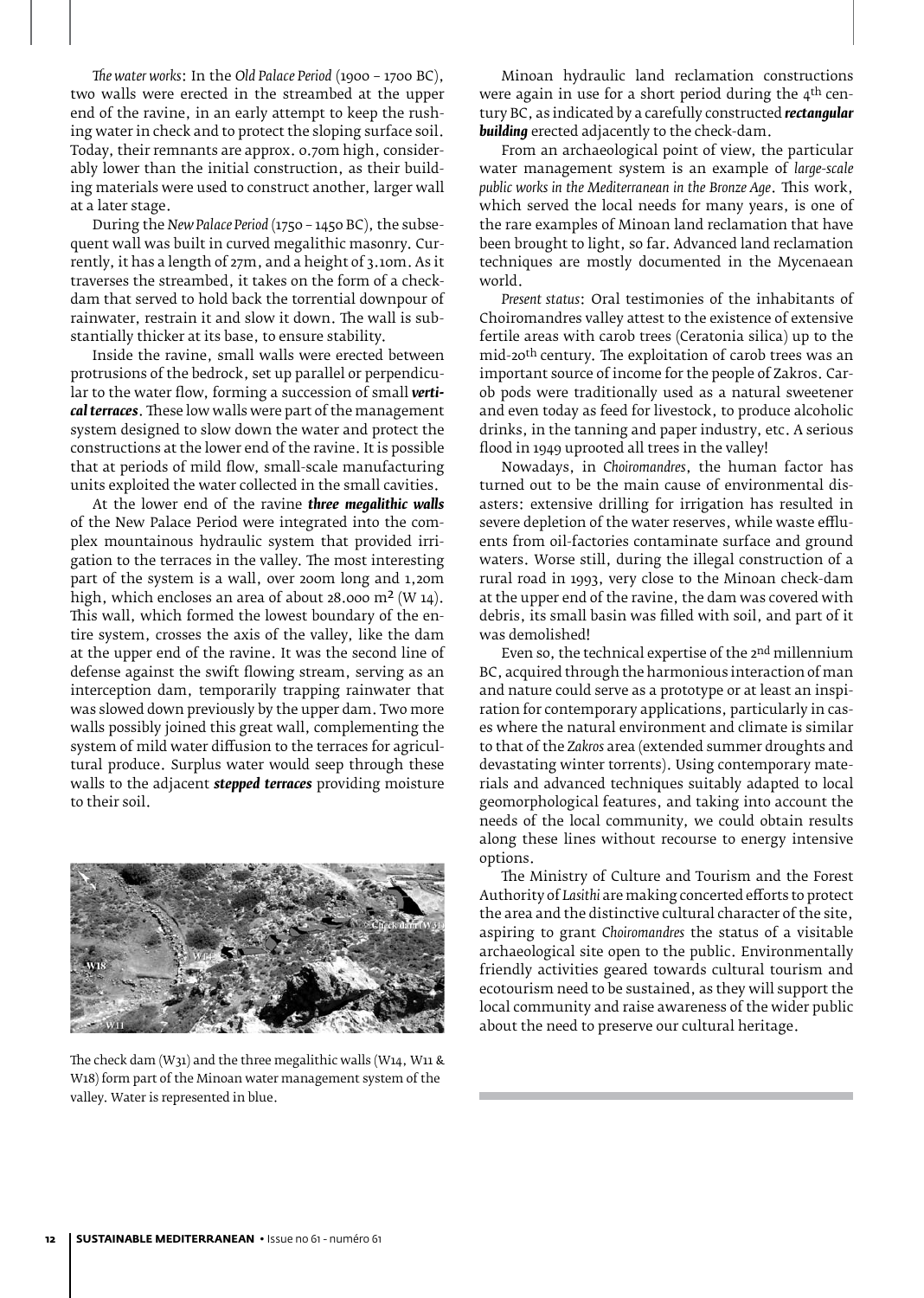*The water works*: In the *Old Palace Period* (1900 – 1700 BC), two walls were erected in the streambed at the upper end of the ravine, in an early attempt to keep the rushing water in check and to protect the sloping surface soil. Today, their remnants are approx. 0.70m high, considerably lower than the initial construction, as their building materials were used to construct another, larger wall at a later stage.

During the *New Palace Period* (1750 – 1450 BC), the subsequent wall was built in curved megalithic masonry. Currently, it has a length of 27m, and a height of 3.10m. As it traverses the streambed, it takes on the form of a check-dam that served to hold back the torrential downpour of rainwater, restrain it and slow it down. The wall is substantially thicker at its base, to ensure stability.

Inside the ravine, small walls were erected between protrusions of the bedrock, set up parallel or perpendicular to the water flow, forming a succession of small ***vertical terraces***. These low walls were part of the management system designed to slow down the water and protect the constructions at the lower end of the ravine. It is possible that at periods of mild flow, small-scale manufacturing units exploited the water collected in the small cavities.

At the lower end of the ravine ***three megalithic walls*** of the New Palace Period were integrated into the complex mountainous hydraulic system that provided irrigation to the terraces in the valley. The most interesting part of the system is a wall, over 200m long and 1,20m high, which encloses an area of about 28.000 m² (W 14). This wall, which formed the lowest boundary of the entire system, crosses the axis of the valley, like the dam at the upper end of the ravine. It was the second line of defense against the swift flowing stream, serving as an interception dam, temporarily trapping rainwater that was slowed down previously by the upper dam. Two more walls possibly joined this great wall, complementing the system of mild water diffusion to the terraces for agricultural produce. Surplus water would seep through these walls to the adjacent ***stepped terraces*** providing moisture to their soil.

The check dam (W31) and the three megalithic walls (W14, W11 & W18) form part of the Minoan water management system of the valley. Water is represented in blue.

Minoan hydraulic land reclamation constructions were again in use for a short period during the 4th century BC, as indicated by a carefully constructed ***rectangular building*** erected adjacently to the check-dam.

From an archaeological point of view, the particular water management system is an example of *large-scale public works in the Mediterranean in the Bronze Age*. This work, which served the local needs for many years, is one of the rare examples of Minoan land reclamation that have been brought to light, so far. Advanced land reclamation techniques are mostly documented in the Mycenaean world.

*Present status*: Oral testimonies of the inhabitants of Choiromandres valley attest to the existence of extensive fertile areas with carob trees (Ceratonia silica) up to the mid-20th century. The exploitation of carob trees was an important source of income for the people of Zakros. Carob pods were traditionally used as a natural sweetener and even today as feed for livestock, to produce alcoholic drinks, in the tanning and paper industry, etc. A serious flood in 1949 uprooted all trees in the valley!

Nowadays, in *Choiromandres*, the human factor has turned out to be the main cause of environmental disasters: extensive drilling for irrigation has resulted in severe depletion of the water reserves, while waste effluents from oil-factories contaminate surface and ground waters. Worse still, during the illegal construction of a rural road in 1993, very close to the Minoan check-dam at the upper end of the ravine, the dam was covered with debris, its small basin was filled with soil, and part of it was demolished!

Even so, the technical expertise of the 2nd millennium BC, acquired through the harmonious interaction of man and nature could serve as a prototype or at least an inspiration for contemporary applications, particularly in cases where the natural environment and climate is similar to that of the *Zakros* area (extended summer droughts and devastating winter torrents). Using contemporary materials and advanced techniques suitably adapted to local geomorphological features, and taking into account the needs of the local community, we could obtain results along these lines without recourse to energy intensive options.

The Ministry of Culture and Tourism and the Forest Authority of *Lasithi* are making concerted efforts to protect the area and the distinctive cultural character of the site, aspiring to grant *Choiromandres* the status of a visitable archaeological site open to the public. Environmentally friendly activities geared towards cultural tourism and ecotourism need to be sustained, as they will support the local community and raise awareness of the wider public about the need to preserve our cultural heritage.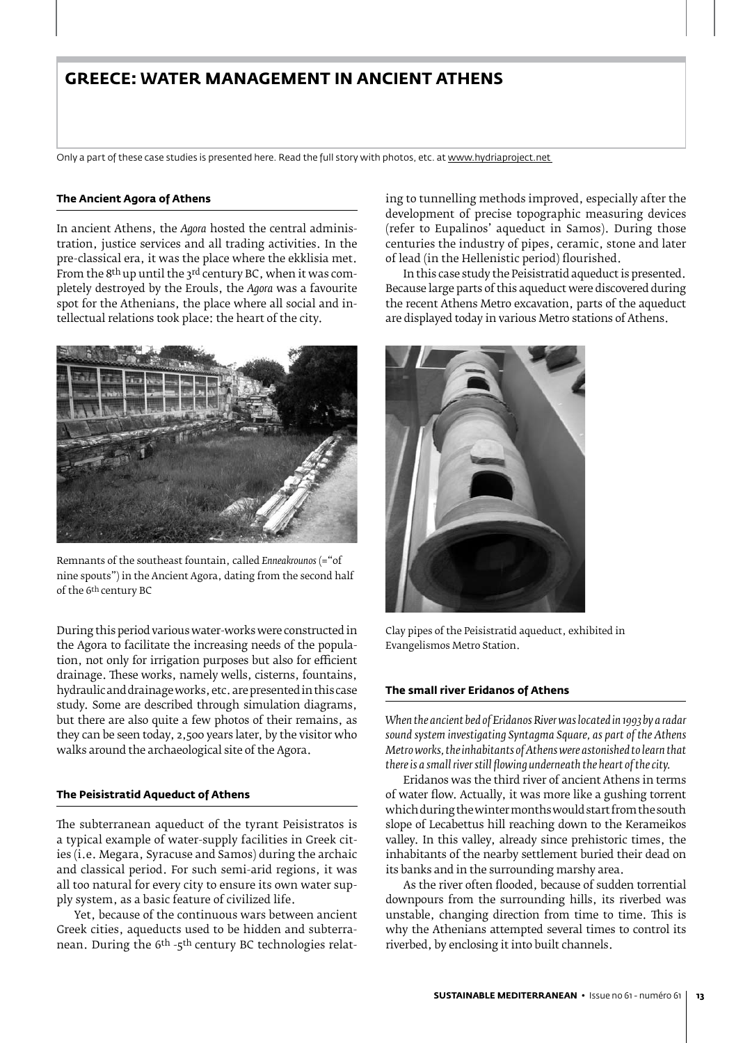# GREECE: WATER MANAGEMENT IN ANCIENT ATHENS

Only a part of these case studies is presented here. Read the full story with photos, etc. at www.hydriaproject.net

### The Ancient Agora of Athens

In ancient Athens, the *Agora* hosted the central administration, justice services and all trading activities. In the pre-classical era, it was the place where the ekklisia met. From the 8th up until the 3rd century BC, when it was completely destroyed by the Erouls, the *Agora* was a favourite spot for the Athenians, the place where all social and intellectual relations took place: the heart of the city.

Remnants of the southeast fountain, called *Enneakrounos* (="of nine spouts") in the Ancient Agora, dating from the second half of the 6th century BC

During this period various water-works were constructed in the Agora to facilitate the increasing needs of the population, not only for irrigation purposes but also for efficient drainage. These works, namely wells, cisterns, fountains, hydraulic and drainage works, etc. are presented in this case study. Some are described through simulation diagrams, but there are also quite a few photos of their remains, as they can be seen today, 2,500 years later, by the visitor who walks around the archaeological site of the Agora.

### The Peisistratid Aqueduct of Athens

The subterranean aqueduct of the tyrant Peisistratos is a typical example of water-supply facilities in Greek cities (i.e. Megara, Syracuse and Samos) during the archaic and classical period. For such semi-arid regions, it was all too natural for every city to ensure its own water supply system, as a basic feature of civilized life.

Yet, because of the continuous wars between ancient Greek cities, aqueducts used to be hidden and subterranean. During the 6th -5th century BC technologies relating to tunnelling methods improved, especially after the development of precise topographic measuring devices (refer to Eupalinos' aqueduct in Samos). During those centuries the industry of pipes, ceramic, stone and later of lead (in the Hellenistic period) flourished.

In this case study the Peisistratid aqueduct is presented. Because large parts of this aqueduct were discovered during the recent Athens Metro excavation, parts of the aqueduct are displayed today in various Metro stations of Athens.

Clay pipes of the Peisistratid aqueduct, exhibited in Evangelismos Metro Station.

### The small river Eridanos of Athens

*When the ancient bed of Eridanos River was located in 1993 by a radar sound system investigating Syntagma Square, as part of the Athens Metro works, the inhabitants of Athens were astonished to learn that there is a small river still flowing underneath the heart of the city.*

Eridanos was the third river of ancient Athens in terms of water flow. Actually, it was more like a gushing torrent which during the winter months would start from the south slope of Lecabettus hill reaching down to the Kerameikos valley. In this valley, already since prehistoric times, the inhabitants of the nearby settlement buried their dead on its banks and in the surrounding marshy area.

As the river often flooded, because of sudden torrential downpours from the surrounding hills, its riverbed was unstable, changing direction from time to time. This is why the Athenians attempted several times to control its riverbed, by enclosing it into built channels.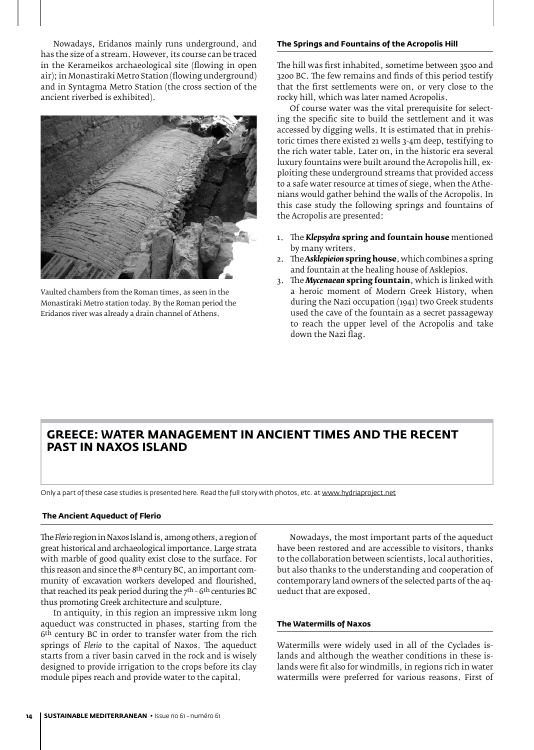Nowadays, Eridanos mainly runs underground, and has the size of a stream. However, its course can be traced in the Kerameikos archaeological site (flowing in open air); in Monastiraki Metro Station (flowing underground) and in Syntagma Metro Station (the cross section of the ancient riverbed is exhibited).

Vaulted chambers from the Roman times, as seen in the Monastiraki Metro station today. By the Roman period the Eridanos river was already a drain channel of Athens.

### The Springs and Fountains of the Acropolis Hill

The hill was first inhabited, sometime between 3500 and 3200 BC. The few remains and finds of this period testify that the first settlements were on, or very close to the rocky hill, which was later named Acropolis.

Of course water was the vital prerequisite for selecting the specific site to build the settlement and it was accessed by digging wells. It is estimated that in prehistoric times there existed 21 wells 3-4m deep, testifying to the rich water table. Later on, in the historic era several luxury fountains were built around the Acropolis hill, exploiting these underground streams that provided access to a safe water resource at times of siege, when the Athenians would gather behind the walls of the Acropolis. In this case study the following springs and fountains of the Acropolis are presented:

1. The ***Klepsydra*** **spring and fountain house** mentioned by many writers.
2. The ***Asklepieion*** **spring house**, which combines a spring and fountain at the healing house of Asklepios.
3. The ***Mycenaean*** **spring fountain**, which is linked with a heroic moment of Modern Greek History, when during the Nazi occupation (1941) two Greek students used the cave of the fountain as a secret passageway to reach the upper level of the Acropolis and take down the Nazi flag.

## GREECE: WATER MANAGEMENT IN ANCIENT TIMES AND THE RECENT PAST IN NAXOS ISLAND

Only a part of these case studies is presented here. Read the full story with photos, etc. at www.hydriaproject.net

### The Ancient Aqueduct of Flerio

The *Flerio* region in Naxos Island is, among others, a region of great historical and archaeological importance. Large strata with marble of good quality exist close to the surface. For this reason and since the 8th century BC, an important community of excavation workers developed and flourished, that reached its peak period during the 7th - 6th centuries BC thus promoting Greek architecture and sculpture.

In antiquity, in this region an impressive 11km long aqueduct was constructed in phases, starting from the 6th century BC in order to transfer water from the rich springs of *Flerio* to the capital of Naxos. The aqueduct starts from a river basin carved in the rock and is wisely designed to provide irrigation to the crops before its clay module pipes reach and provide water to the capital.

Nowadays, the most important parts of the aqueduct have been restored and are accessible to visitors, thanks to the collaboration between scientists, local authorities, but also thanks to the understanding and cooperation of contemporary land owners of the selected parts of the aqueduct that are exposed.

### The Watermills of Naxos

Watermills were widely used in all of the Cyclades islands and although the weather conditions in these islands were fit also for windmills, in regions rich in water watermills were preferred for various reasons. First of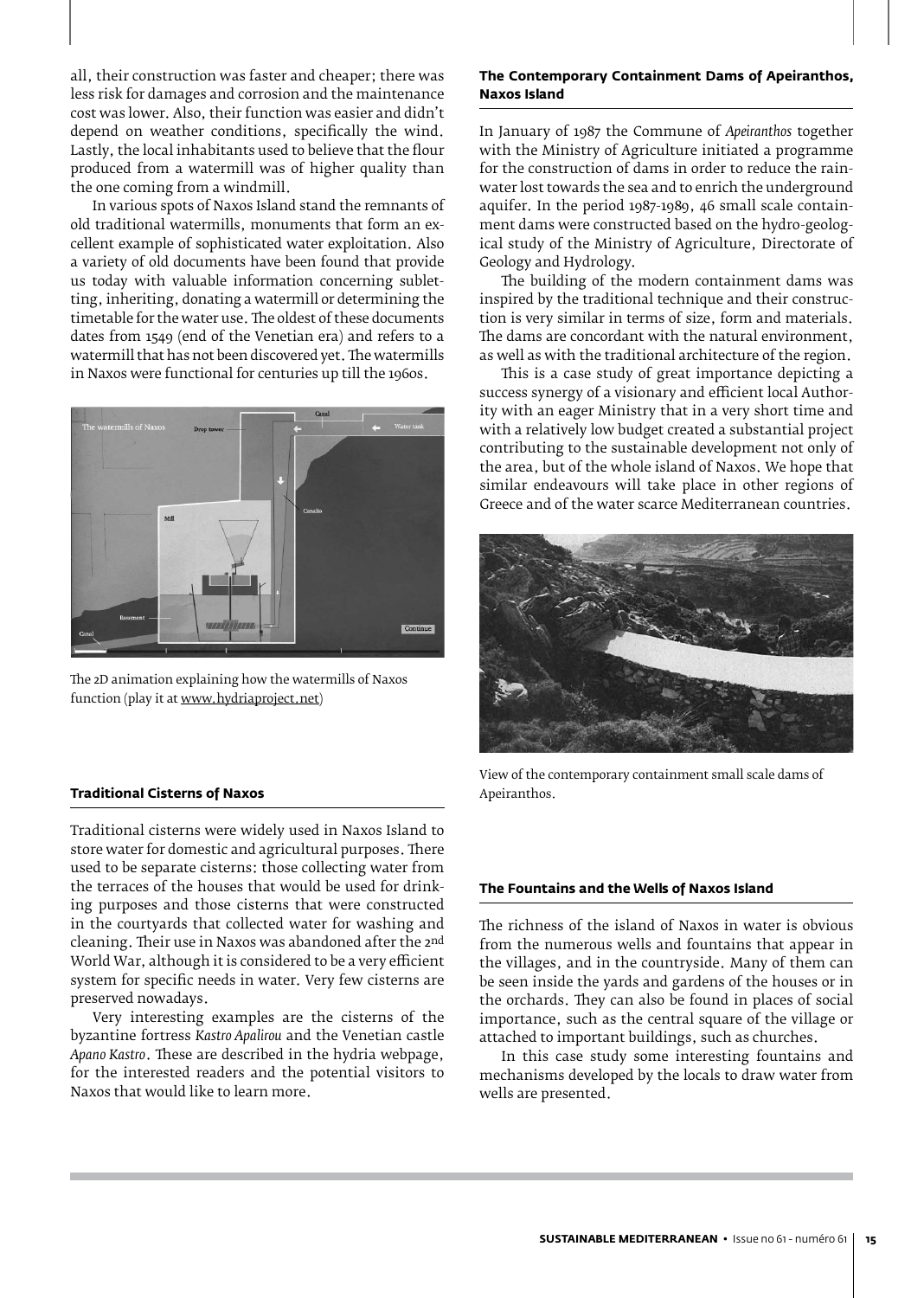all, their construction was faster and cheaper; there was less risk for damages and corrosion and the maintenance cost was lower. Also, their function was easier and didn't depend on weather conditions, specifically the wind. Lastly, the local inhabitants used to believe that the flour produced from a watermill was of higher quality than the one coming from a windmill.

In various spots of Naxos Island stand the remnants of old traditional watermills, monuments that form an excellent example of sophisticated water exploitation. Also a variety of old documents have been found that provide us today with valuable information concerning subletting, inheriting, donating a watermill or determining the timetable for the water use. The oldest of these documents dates from 1549 (end of the Venetian era) and refers to a watermill that has not been discovered yet. The watermills in Naxos were functional for centuries up till the 1960s.

The 2D animation explaining how the watermills of Naxos function (play it at www.hydriaproject.net)

### Traditional Cisterns of Naxos

Traditional cisterns were widely used in Naxos Island to store water for domestic and agricultural purposes. There used to be separate cisterns: those collecting water from the terraces of the houses that would be used for drinking purposes and those cisterns that were constructed in the courtyards that collected water for washing and cleaning. Their use in Naxos was abandoned after the 2nd World War, although it is considered to be a very efficient system for specific needs in water. Very few cisterns are preserved nowadays.

Very interesting examples are the cisterns of the byzantine fortress *Kastro Apalirou* and the Venetian castle *Apano Kastro*. These are described in the hydria webpage, for the interested readers and the potential visitors to Naxos that would like to learn more.

### The Contemporary Containment Dams of Apeiranthos, Naxos Island

In January of 1987 the Commune of *Apeiranthos* together with the Ministry of Agriculture initiated a programme for the construction of dams in order to reduce the rainwater lost towards the sea and to enrich the underground aquifer. In the period 1987-1989, 46 small scale containment dams were constructed based on the hydro-geological study of the Ministry of Agriculture, Directorate of Geology and Hydrology.

The building of the modern containment dams was inspired by the traditional technique and their construction is very similar in terms of size, form and materials. The dams are concordant with the natural environment, as well as with the traditional architecture of the region.

This is a case study of great importance depicting a success synergy of a visionary and efficient local Authority with an eager Ministry that in a very short time and with a relatively low budget created a substantial project contributing to the sustainable development not only of the area, but of the whole island of Naxos. We hope that similar endeavours will take place in other regions of Greece and of the water scarce Mediterranean countries.

View of the contemporary containment small scale dams of Apeiranthos.

### The Fountains and the Wells of Naxos Island

The richness of the island of Naxos in water is obvious from the numerous wells and fountains that appear in the villages, and in the countryside. Many of them can be seen inside the yards and gardens of the houses or in the orchards. They can also be found in places of social importance, such as the central square of the village or attached to important buildings, such as churches.

In this case study some interesting fountains and mechanisms developed by the locals to draw water from wells are presented.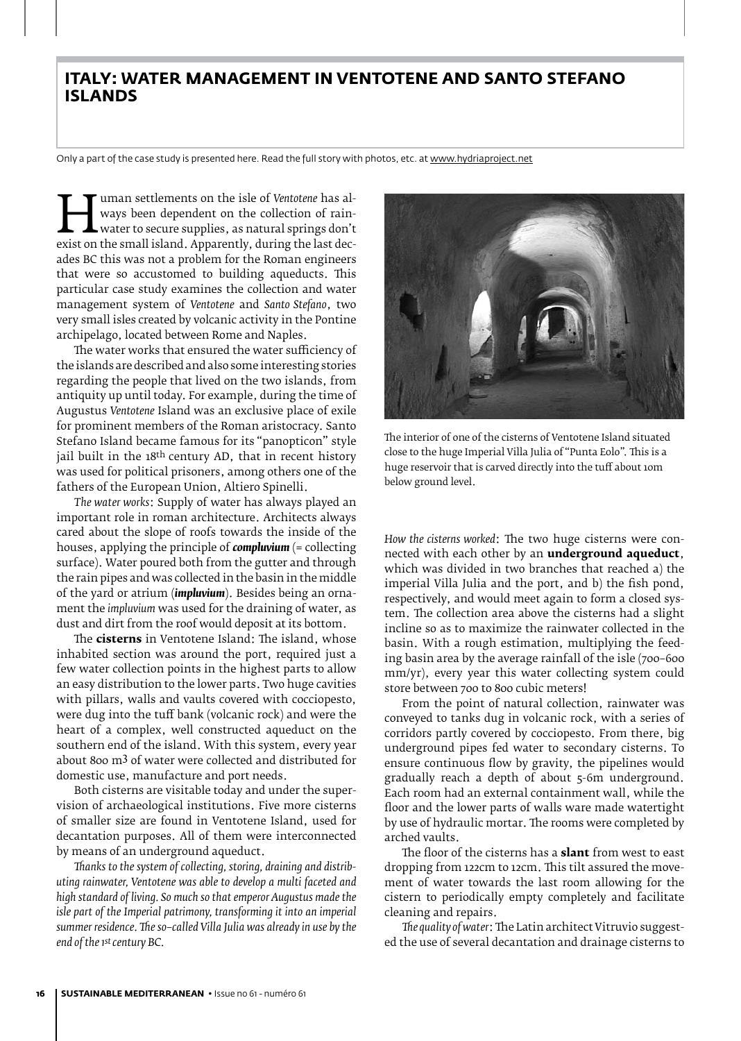# ITALY: WATER MANAGEMENT IN VENTOTENE AND SANTO STEFANO ISLANDS

Only a part of the case study is presented here. Read the full story with photos, etc. at www.hydriaproject.net

Human settlements on the isle of *Ventotene* has always been dependent on the collection of rainwater to secure supplies, as natural springs don't exist on the small island. Apparently, during the last decades BC this was not a problem for the Roman engineers that were so accustomed to building aqueducts. This particular case study examines the collection and water management system of *Ventotene* and *Santo Stefano*, two very small isles created by volcanic activity in the Pontine archipelago, located between Rome and Naples.

The water works that ensured the water sufficiency of the islands are described and also some interesting stories regarding the people that lived on the two islands, from antiquity up until today. For example, during the time of Augustus *Ventotene* Island was an exclusive place of exile for prominent members of the Roman aristocracy. Santo Stefano Island became famous for its "panopticon" style jail built in the 18th century AD, that in recent history was used for political prisoners, among others one of the fathers of the European Union, Altiero Spinelli.

*The water works*: Supply of water has always played an important role in roman architecture. Architects always cared about the slope of roofs towards the inside of the houses, applying the principle of ***compluvium*** (= collecting surface). Water poured both from the gutter and through the rain pipes and was collected in the basin in the middle of the yard or atrium (***impluvium***). Besides being an ornament the *impluvium* was used for the draining of water, as dust and dirt from the roof would deposit at its bottom.

The **cisterns** in Ventotene Island: The island, whose inhabited section was around the port, required just a few water collection points in the highest parts to allow an easy distribution to the lower parts. Two huge cavities with pillars, walls and vaults covered with cocciopesto, were dug into the tuff bank (volcanic rock) and were the heart of a complex, well constructed aqueduct on the southern end of the island. With this system, every year about 800 m³ of water were collected and distributed for domestic use, manufacture and port needs.

Both cisterns are visitable today and under the supervision of archaeological institutions. Five more cisterns of smaller size are found in Ventotene Island, used for decantation purposes. All of them were interconnected by means of an underground aqueduct.

*Thanks to the system of collecting, storing, draining and distributing rainwater, Ventotene was able to develop a multi faceted and high standard of living. So much so that emperor Augustus made the isle part of the Imperial patrimony, transforming it into an imperial summer residence. The so-called Villa Julia was already in use by the end of the 1st century BC.*

The interior of one of the cisterns of Ventotene Island situated close to the huge Imperial Villa Julia of "Punta Eolo". This is a huge reservoir that is carved directly into the tuff about 10m below ground level.

*How the cisterns worked*: The two huge cisterns were connected with each other by an **underground aqueduct**, which was divided in two branches that reached a) the imperial Villa Julia and the port, and b) the fish pond, respectively, and would meet again to form a closed system. The collection area above the cisterns had a slight incline so as to maximize the rainwater collected in the basin. With a rough estimation, multiplying the feeding basin area by the average rainfall of the isle (700-600 mm/yr), every year this water collecting system could store between 700 to 800 cubic meters!

From the point of natural collection, rainwater was conveyed to tanks dug in volcanic rock, with a series of corridors partly covered by cocciopesto. From there, big underground pipes fed water to secondary cisterns. To ensure continuous flow by gravity, the pipelines would gradually reach a depth of about 5-6m underground. Each room had an external containment wall, while the floor and the lower parts of walls ware made watertight by use of hydraulic mortar. The rooms were completed by arched vaults.

The floor of the cisterns has a **slant** from west to east dropping from 122cm to 12cm. This tilt assured the movement of water towards the last room allowing for the cistern to periodically empty completely and facilitate cleaning and repairs.

*The quality of water*: The Latin architect Vitruvio suggested the use of several decantation and drainage cisterns to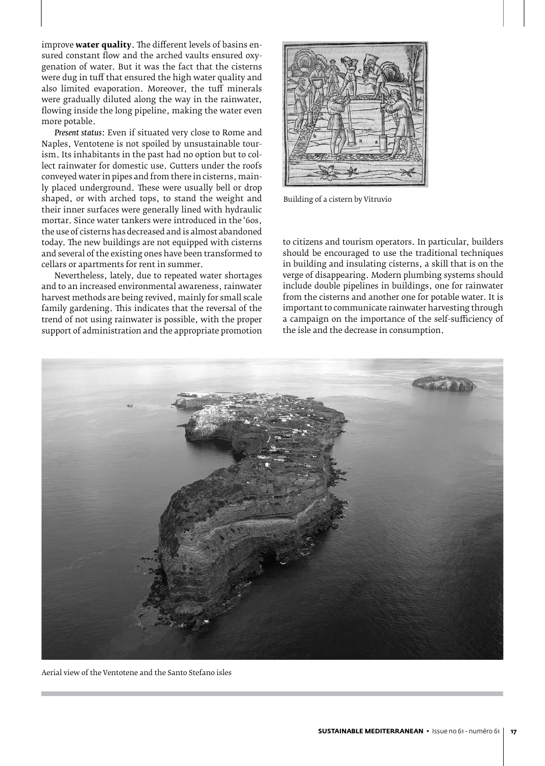improve **water quality**. The different levels of basins ensured constant flow and the arched vaults ensured oxygenation of water. But it was the fact that the cisterns were dug in tuff that ensured the high water quality and also limited evaporation. Moreover, the tuff minerals were gradually diluted along the way in the rainwater, flowing inside the long pipeline, making the water even more potable.

*Present status*: Even if situated very close to Rome and Naples, Ventotene is not spoiled by unsustainable tourism. Its inhabitants in the past had no option but to collect rainwater for domestic use. Gutters under the roofs conveyed water in pipes and from there in cisterns, mainly placed underground. These were usually bell or drop shaped, or with arched tops, to stand the weight and their inner surfaces were generally lined with hydraulic mortar. Since water tankers were introduced in the '60s, the use of cisterns has decreased and is almost abandoned today. The new buildings are not equipped with cisterns and several of the existing ones have been transformed to cellars or apartments for rent in summer.

Nevertheless, lately, due to repeated water shortages and to an increased environmental awareness, rainwater harvest methods are being revived, mainly for small scale family gardening. This indicates that the reversal of the trend of not using rainwater is possible, with the proper support of administration and the appropriate promotion to citizens and tourism operators. In particular, builders should be encouraged to use the traditional techniques in building and insulating cisterns, a skill that is on the verge of disappearing. Modern plumbing systems should include double pipelines in buildings, one for rainwater from the cisterns and another one for potable water. It is important to communicate rainwater harvesting through a campaign on the importance of the self-sufficiency of the isle and the decrease in consumption.

Building of a cistern by Vitruvio

Aerial view of the Ventotene and the Santo Stefano isles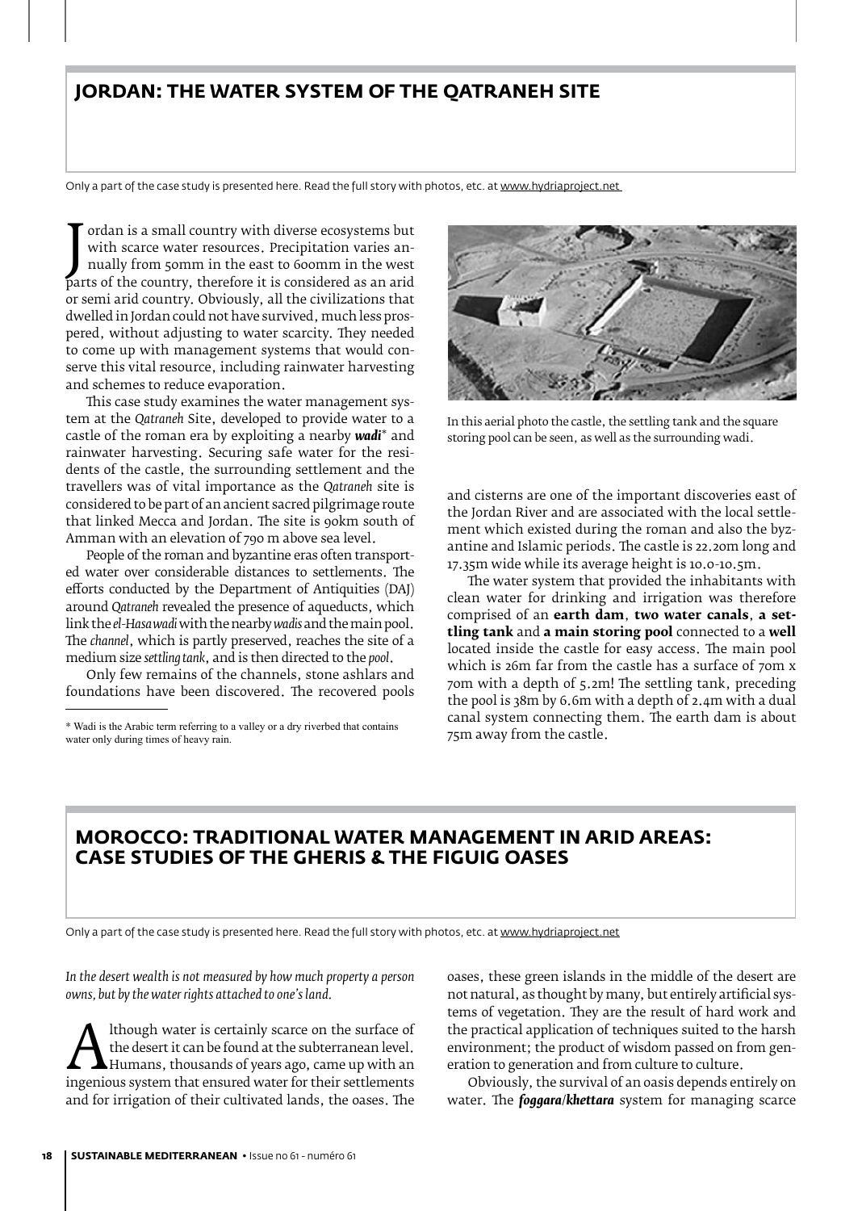## JORDAN: THE WATER SYSTEM OF THE QATRANEH SITE

Only a part of the case study is presented here. Read the full story with photos, etc. at www.hydriaproject.net

Jordan is a small country with diverse ecosystems but with scarce water resources. Precipitation varies annually from 50mm in the east to 600mm in the west parts of the country, therefore it is considered as an arid or semi arid country. Obviously, all the civilizations that dwelled in Jordan could not have survived, much less prospered, without adjusting to water scarcity. They needed to come up with management systems that would conserve this vital resource, including rainwater harvesting and schemes to reduce evaporation.

This case study examines the water management system at the *Qatraneh* Site, developed to provide water to a castle of the roman era by exploiting a nearby ***wadi**** and rainwater harvesting. Securing safe water for the residents of the castle, the surrounding settlement and the travellers was of vital importance as the *Qatraneh* site is considered to be part of an ancient sacred pilgrimage route that linked Mecca and Jordan. The site is 90km south of Amman with an elevation of 790 m above sea level.

People of the roman and byzantine eras often transported water over considerable distances to settlements. The efforts conducted by the Department of Antiquities (DAJ) around *Qatraneh* revealed the presence of aqueducts, which link the *el-Hasa wadi* with the nearby *wadis* and the main pool. The *channel*, which is partly preserved, reaches the site of a medium size *settling tank*, and is then directed to the *pool*.

Only few remains of the channels, stone ashlars and foundations have been discovered. The recovered pools and cisterns are one of the important discoveries east of the Jordan River and are associated with the local settlement which existed during the roman and also the byzantine and Islamic periods. The castle is 22.20m long and 17.35m wide while its average height is 10.0-10.5m.

The water system that provided the inhabitants with clean water for drinking and irrigation was therefore comprised of an **earth dam**, **two water canals**, **a settling tank** and **a main storing pool** connected to a **well** located inside the castle for easy access. The main pool which is 26m far from the castle has a surface of 70m x 70m with a depth of 5.2m! The settling tank, preceding the pool is 38m by 6.6m with a depth of 2.4m with a dual canal system connecting them. The earth dam is about 75m away from the castle.

In this aerial photo the castle, the settling tank and the square storing pool can be seen, as well as the surrounding wadi.

\* Wadi is the Arabic term referring to a valley or a dry riverbed that contains water only during times of heavy rain.

## MOROCCO: TRADITIONAL WATER MANAGEMENT IN ARID AREAS: CASE STUDIES OF THE GHERIS & THE FIGUIG OASES

Only a part of the case study is presented here. Read the full story with photos, etc. at www.hydriaproject.net

*In the desert wealth is not measured by how much property a person owns, but by the water rights attached to one's land.*

Although water is certainly scarce on the surface of the desert it can be found at the subterranean level. Humans, thousands of years ago, came up with an ingenious system that ensured water for their settlements and for irrigation of their cultivated lands, the oases. The oases, these green islands in the middle of the desert are not natural, as thought by many, but entirely artificial systems of vegetation. They are the result of hard work and the practical application of techniques suited to the harsh environment; the product of wisdom passed on from generation to generation and from culture to culture.

Obviously, the survival of an oasis depends entirely on water. The ***foggara/khettara*** system for managing scarce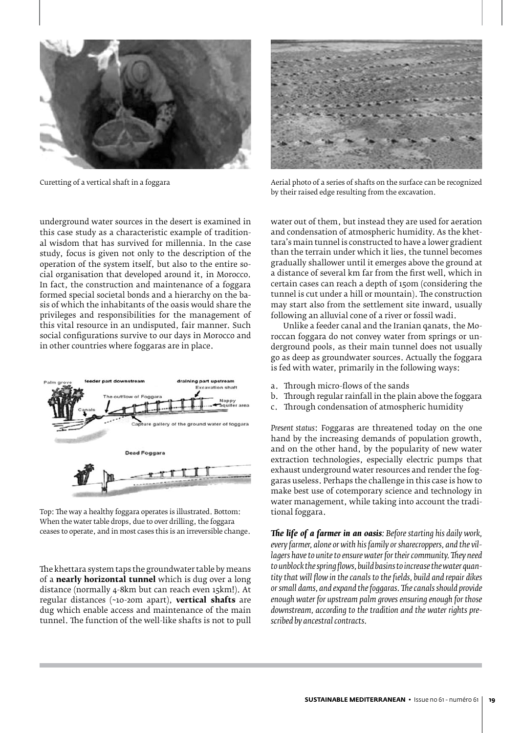Curetting of a vertical shaft in a foggara

Aerial photo of a series of shafts on the surface can be recognized by their raised edge resulting from the excavation.

underground water sources in the desert is examined in this case study as a characteristic example of traditional wisdom that has survived for millennia. In the case study, focus is given not only to the description of the operation of the system itself, but also to the entire social organisation that developed around it, in Morocco. In fact, the construction and maintenance of a foggara formed special societal bonds and a hierarchy on the basis of which the inhabitants of the oasis would share the privileges and responsibilities for the management of this vital resource in an undisputed, fair manner. Such social configurations survive to our days in Morocco and in other countries where foggaras are in place.

Top: The way a healthy foggara operates is illustrated. Bottom: When the water table drops, due to over drilling, the foggara ceases to operate, and in most cases this is an irreversible change.

The khettara system taps the groundwater table by means of a **nearly horizontal tunnel** which is dug over a long distance (normally 4-8km but can reach even 15km!). At regular distances (~10-20m apart), **vertical shafts** are dug which enable access and maintenance of the main tunnel. The function of the well-like shafts is not to pull water out of them, but instead they are used for aeration and condensation of atmospheric humidity. As the khettara's main tunnel is constructed to have a lower gradient than the terrain under which it lies, the tunnel becomes gradually shallower until it emerges above the ground at a distance of several km far from the first well, which in certain cases can reach a depth of 150m (considering the tunnel is cut under a hill or mountain). The construction may start also from the settlement site inward, usually following an alluvial cone of a river or fossil wadi.

Unlike a feeder canal and the Iranian qanats, the Moroccan foggara do not convey water from springs or underground pools, as their main tunnel does not usually go as deep as groundwater sources. Actually the foggara is fed with water, primarily in the following ways:

a. Through micro-flows of the sands
b. Through regular rainfall in the plain above the foggara
c. Through condensation of atmospheric humidity

*Present status*: Foggaras are threatened today on the one hand by the increasing demands of population growth, and on the other hand, by the popularity of new water extraction technologies, especially electric pumps that exhaust underground water resources and render the foggaras useless. Perhaps the challenge in this case is how to make best use of cotemporary science and technology in water management, while taking into account the traditional foggara.

***The life of a farmer in an oasis****: Before starting his daily work, every farmer, alone or with his family or sharecroppers, and the villagers have to unite to ensure water for their community. They need to unblock the spring flows, build basins to increase the water quantity that will flow in the canals to the fields, build and repair dikes or small dams, and expand the foggaras. The canals should provide enough water for upstream palm groves ensuring enough for those downstream, according to the tradition and the water rights prescribed by ancestral contracts.*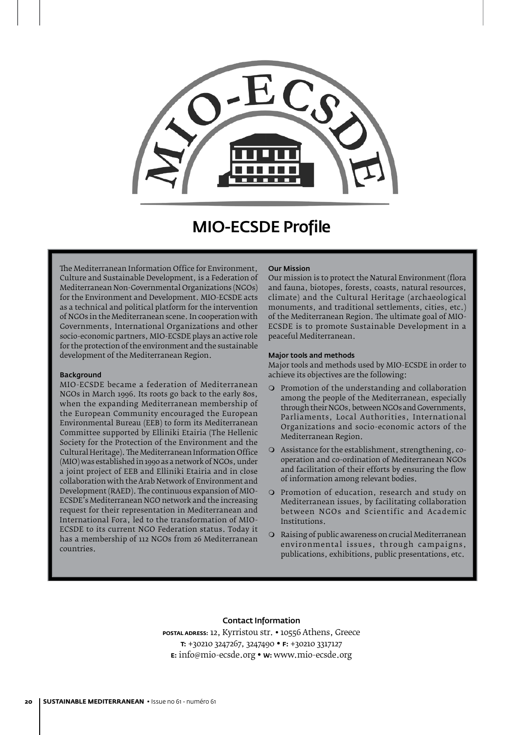# MIO-ECSDE Profile

The Mediterranean Information Office for Environment, Culture and Sustainable Development, is a Federation of Mediterranean Non-Governmental Organizations (NGOs) for the Environment and Development. MIO-ECSDE acts as a technical and political platform for the intervention of NGOs in the Mediterranean scene. In cooperation with Governments, International Organizations and other socio-economic partners, MIO-ECSDE plays an active role for the protection of the environment and the sustainable development of the Mediterranean Region.

### Background

MIO-ECSDE became a federation of Mediterranean NGOs in March 1996. Its roots go back to the early 80s, when the expanding Mediterranean membership of the European Community encouraged the European Environmental Bureau (EEB) to form its Mediterranean Committee supported by Elliniki Etairia (The Hellenic Society for the Protection of the Environment and the Cultural Heritage). The Mediterranean Information Office (MIO) was established in 1990 as a network of NGOs, under a joint project of EEB and Elliniki Etairia and in close collaboration with the Arab Network of Environment and Development (RAED). The continuous expansion of MIO-ECSDE's Mediterranean NGO network and the increasing request for their representation in Mediterranean and International Fora, led to the transformation of MIO-ECSDE to its current NGO Federation status. Today it has a membership of 112 NGOs from 26 Mediterranean countries.

### Our Mission

Our mission is to protect the Natural Environment (flora and fauna, biotopes, forests, coasts, natural resources, climate) and the Cultural Heritage (archaeological monuments, and traditional settlements, cities, etc.) of the Mediterranean Region. The ultimate goal of MIO-ECSDE is to promote Sustainable Development in a peaceful Mediterranean.

### Major tools and methods

Major tools and methods used by MIO-ECSDE in order to achieve its objectives are the following:

- Promotion of the understanding and collaboration among the people of the Mediterranean, especially through their NGOs, between NGOs and Governments, Parliaments, Local Authorities, International Organizations and socio-economic actors of the Mediterranean Region.
- Assistance for the establishment, strengthening, co-operation and co-ordination of Mediterranean NGOs and facilitation of their efforts by ensuring the flow of information among relevant bodies.
- Promotion of education, research and study on Mediterranean issues, by facilitating collaboration between NGOs and Scientific and Academic Institutions.
- Raising of public awareness on crucial Mediterranean environmental issues, through campaigns, publications, exhibitions, public presentations, etc.

### Contact Information

**POSTAL ADRESS:** 12, Kyrristou str. • 10556 Athens, Greece
**T:** +30210 3247267, 3247490 • **F:** +30210 3317127
**E:** info@mio-ecsde.org • **W:** www.mio-ecsde.org